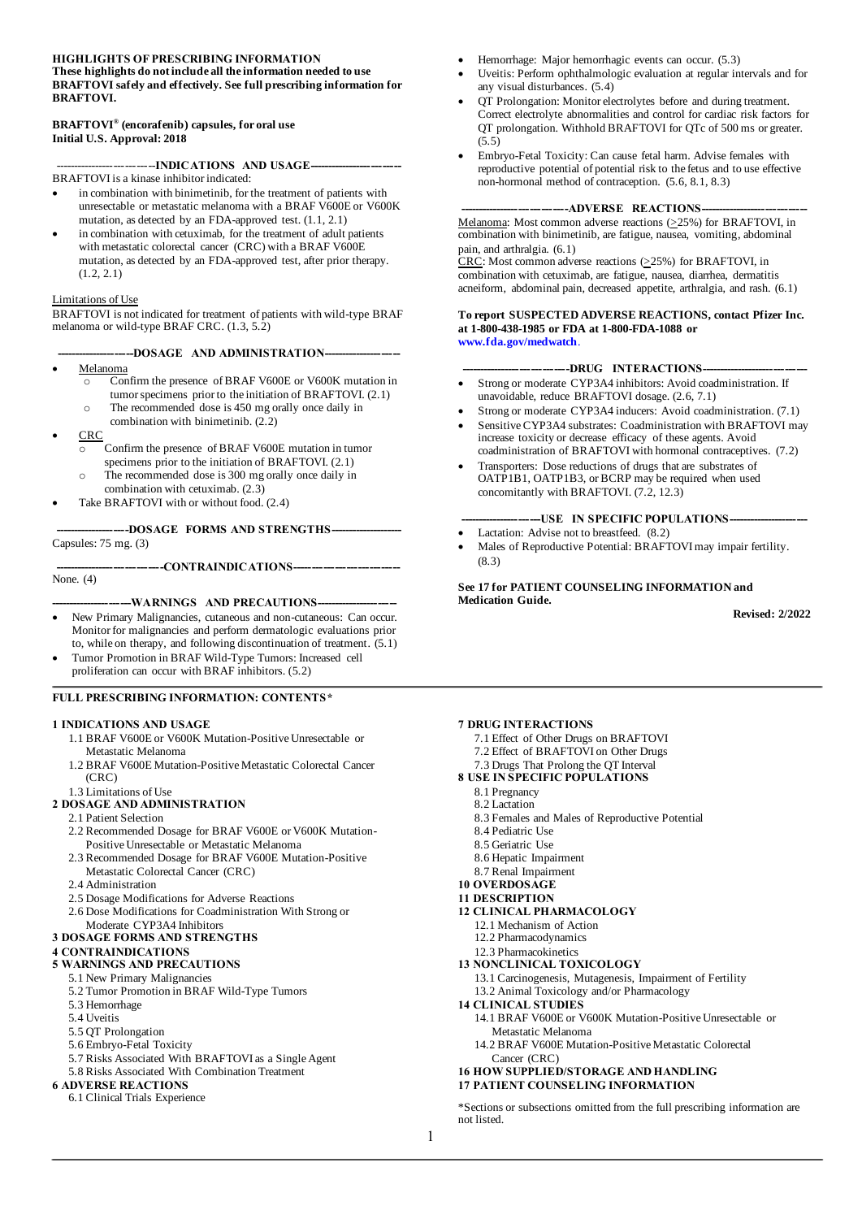**HIGHLIGHTS OF PRESCRIBING INFORMATION**
**These highlights do not include all the information needed to use BRAFTOVI safely and effectively. See full prescribing information for BRAFTOVI.**

**BRAFTOVI® (encorafenib) capsules, for oral use**
**Initial U.S. Approval: 2018**

**---INDICATIONS AND USAGE---**

BRAFTOVI is a kinase inhibitor indicated:

- in combination with binimetinib, for the treatment of patients with unresectable or metastatic melanoma with a BRAF V600E or V600K mutation, as detected by an FDA-approved test. (1.1, 2.1)
- in combination with cetuximab, for the treatment of adult patients with metastatic colorectal cancer (CRC) with a BRAF V600E mutation, as detected by an FDA-approved test, after prior therapy. (1.2, 2.1)

Limitations of Use

BRAFTOVI is not indicated for treatment of patients with wild-type BRAF melanoma or wild-type BRAF CRC. (1.3, 5.2)

**---DOSAGE AND ADMINISTRATION---**

- Melanoma
  - Confirm the presence of BRAF V600E or V600K mutation in tumor specimens prior to the initiation of BRAFTOVI. (2.1)
  - The recommended dose is 450 mg orally once daily in combination with binimetinib. (2.2)
- CRC
  - Confirm the presence of BRAF V600E mutation in tumor specimens prior to the initiation of BRAFTOVI. (2.1)
  - The recommended dose is 300 mg orally once daily in combination with cetuximab. (2.3)
- Take BRAFTOVI with or without food. (2.4)

**---DOSAGE FORMS AND STRENGTHS---**

Capsules: 75 mg. (3)

**---CONTRAINDICATIONS---**

None. (4)

**---WARNINGS AND PRECAUTIONS---**

- New Primary Malignancies, cutaneous and non-cutaneous: Can occur. Monitor for malignancies and perform dermatologic evaluations prior to, while on therapy, and following discontinuation of treatment. (5.1)
- Tumor Promotion in BRAF Wild-Type Tumors: Increased cell proliferation can occur with BRAF inhibitors. (5.2)
- Hemorrhage: Major hemorrhagic events can occur. (5.3)
- Uveitis: Perform ophthalmologic evaluation at regular intervals and for any visual disturbances. (5.4)
- QT Prolongation: Monitor electrolytes before and during treatment. Correct electrolyte abnormalities and control for cardiac risk factors for QT prolongation. Withhold BRAFTOVI for QTc of 500 ms or greater. (5.5)
- Embryo-Fetal Toxicity: Can cause fetal harm. Advise females with reproductive potential of potential risk to the fetus and to use effective non-hormonal method of contraception. (5.6, 8.1, 8.3)

**---ADVERSE REACTIONS---**

Melanoma: Most common adverse reactions (≥25%) for BRAFTOVI, in combination with binimetinib, are fatigue, nausea, vomiting, abdominal pain, and arthralgia. (6.1)

CRC: Most common adverse reactions (≥25%) for BRAFTOVI, in combination with cetuximab, are fatigue, nausea, diarrhea, dermatitis acneiform, abdominal pain, decreased appetite, arthralgia, and rash. (6.1)

**To report SUSPECTED ADVERSE REACTIONS, contact Pfizer Inc. at 1-800-438-1985 or FDA at 1-800-FDA-1088 or www.fda.gov/medwatch.**

**---DRUG INTERACTIONS---**

- Strong or moderate CYP3A4 inhibitors: Avoid coadministration. If unavoidable, reduce BRAFTOVI dosage. (2.6, 7.1)
- Strong or moderate CYP3A4 inducers: Avoid coadministration. (7.1)
- Sensitive CYP3A4 substrates: Coadministration with BRAFTOVI may increase toxicity or decrease efficacy of these agents. Avoid coadministration of BRAFTOVI with hormonal contraceptives. (7.2)
- Transporters: Dose reductions of drugs that are substrates of OATP1B1, OATP1B3, or BCRP may be required when used concomitantly with BRAFTOVI. (7.2, 12.3)

**---USE IN SPECIFIC POPULATIONS---**

- Lactation: Advise not to breastfeed. (8.2)
- Males of Reproductive Potential: BRAFTOVI may impair fertility. (8.3)

**See 17 for PATIENT COUNSELING INFORMATION and Medication Guide.**

**Revised: 2/2022**

**FULL PRESCRIBING INFORMATION: CONTENTS***

**1 INDICATIONS AND USAGE**
- 1.1 BRAF V600E or V600K Mutation-Positive Unresectable or Metastatic Melanoma
- 1.2 BRAF V600E Mutation-Positive Metastatic Colorectal Cancer (CRC)
- 1.3 Limitations of Use

**2 DOSAGE AND ADMINISTRATION**
- 2.1 Patient Selection
- 2.2 Recommended Dosage for BRAF V600E or V600K Mutation-Positive Unresectable or Metastatic Melanoma
- 2.3 Recommended Dosage for BRAF V600E Mutation-Positive Metastatic Colorectal Cancer (CRC)
- 2.4 Administration
- 2.5 Dosage Modifications for Adverse Reactions
- 2.6 Dose Modifications for Coadministration With Strong or Moderate CYP3A4 Inhibitors

**3 DOSAGE FORMS AND STRENGTHS**

**4 CONTRAINDICATIONS**

**5 WARNINGS AND PRECAUTIONS**
- 5.1 New Primary Malignancies
- 5.2 Tumor Promotion in BRAF Wild-Type Tumors
- 5.3 Hemorrhage
- 5.4 Uveitis
- 5.5 QT Prolongation
- 5.6 Embryo-Fetal Toxicity
- 5.7 Risks Associated With BRAFTOVI as a Single Agent
- 5.8 Risks Associated With Combination Treatment

**6 ADVERSE REACTIONS**
- 6.1 Clinical Trials Experience

**7 DRUG INTERACTIONS**
- 7.1 Effect of Other Drugs on BRAFTOVI
- 7.2 Effect of BRAFTOVI on Other Drugs
- 7.3 Drugs That Prolong the QT Interval

**8 USE IN SPECIFIC POPULATIONS**
- 8.1 Pregnancy
- 8.2 Lactation
- 8.3 Females and Males of Reproductive Potential
- 8.4 Pediatric Use
- 8.5 Geriatric Use
- 8.6 Hepatic Impairment
- 8.7 Renal Impairment

**10 OVERDOSAGE**

**11 DESCRIPTION**

**12 CLINICAL PHARMACOLOGY**
- 12.1 Mechanism of Action
- 12.2 Pharmacodynamics
- 12.3 Pharmacokinetics

**13 NONCLINICAL TOXICOLOGY**
- 13.1 Carcinogenesis, Mutagenesis, Impairment of Fertility
- 13.2 Animal Toxicology and/or Pharmacology

**14 CLINICAL STUDIES**
- 14.1 BRAF V600E or V600K Mutation-Positive Unresectable or Metastatic Melanoma
- 14.2 BRAF V600E Mutation-Positive Metastatic Colorectal Cancer (CRC)

**16 HOW SUPPLIED/STORAGE AND HANDLING**

**17 PATIENT COUNSELING INFORMATION**

*Sections or subsections omitted from the full prescribing information are not listed.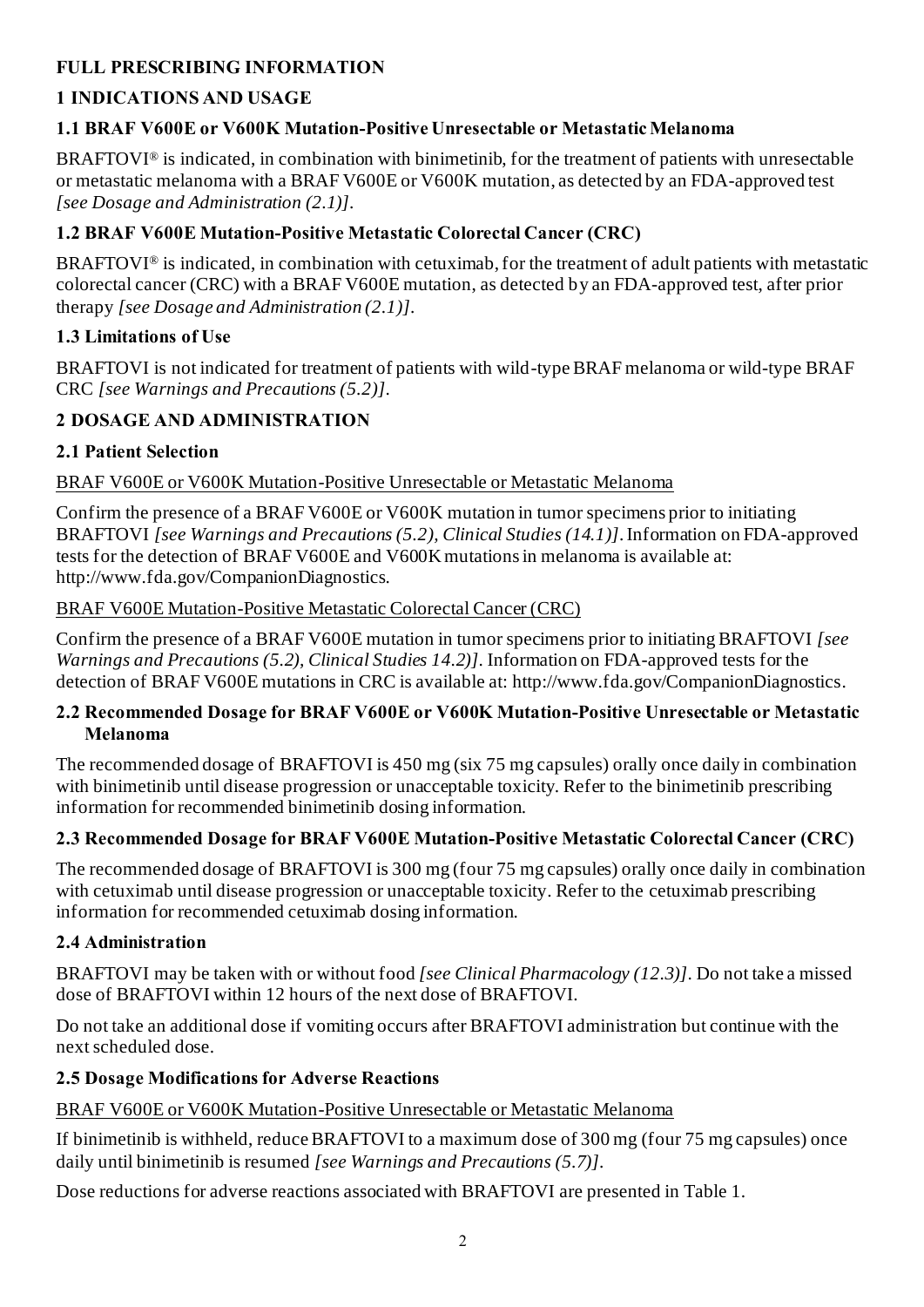# FULL PRESCRIBING INFORMATION

## 1 INDICATIONS AND USAGE

### 1.1 BRAF V600E or V600K Mutation-Positive Unresectable or Metastatic Melanoma

BRAFTOVI® is indicated, in combination with binimetinib, for the treatment of patients with unresectable or metastatic melanoma with a BRAF V600E or V600K mutation, as detected by an FDA-approved test *[see Dosage and Administration (2.1)]*.

### 1.2 BRAF V600E Mutation-Positive Metastatic Colorectal Cancer (CRC)

BRAFTOVI® is indicated, in combination with cetuximab, for the treatment of adult patients with metastatic colorectal cancer (CRC) with a BRAF V600E mutation, as detected by an FDA-approved test, after prior therapy *[see Dosage and Administration (2.1)]*.

### 1.3 Limitations of Use

BRAFTOVI is not indicated for treatment of patients with wild-type BRAF melanoma or wild-type BRAF CRC *[see Warnings and Precautions (5.2)]*.

## 2 DOSAGE AND ADMINISTRATION

### 2.1 Patient Selection

<u>BRAF V600E or V600K Mutation-Positive Unresectable or Metastatic Melanoma</u>

Confirm the presence of a BRAF V600E or V600K mutation in tumor specimens prior to initiating BRAFTOVI *[see Warnings and Precautions (5.2), Clinical Studies (14.1)]*. Information on FDA-approved tests for the detection of BRAF V600E and V600K mutations in melanoma is available at: http://www.fda.gov/CompanionDiagnostics.

<u>BRAF V600E Mutation-Positive Metastatic Colorectal Cancer (CRC)</u>

Confirm the presence of a BRAF V600E mutation in tumor specimens prior to initiating BRAFTOVI *[see Warnings and Precautions (5.2), Clinical Studies 14.2)]*. Information on FDA-approved tests for the detection of BRAF V600E mutations in CRC is available at: http://www.fda.gov/CompanionDiagnostics.

### 2.2 Recommended Dosage for BRAF V600E or V600K Mutation-Positive Unresectable or Metastatic Melanoma

The recommended dosage of BRAFTOVI is 450 mg (six 75 mg capsules) orally once daily in combination with binimetinib until disease progression or unacceptable toxicity. Refer to the binimetinib prescribing information for recommended binimetinib dosing information.

### 2.3 Recommended Dosage for BRAF V600E Mutation-Positive Metastatic Colorectal Cancer (CRC)

The recommended dosage of BRAFTOVI is 300 mg (four 75 mg capsules) orally once daily in combination with cetuximab until disease progression or unacceptable toxicity. Refer to the cetuximab prescribing information for recommended cetuximab dosing information.

### 2.4 Administration

BRAFTOVI may be taken with or without food *[see Clinical Pharmacology (12.3)]*. Do not take a missed dose of BRAFTOVI within 12 hours of the next dose of BRAFTOVI.

Do not take an additional dose if vomiting occurs after BRAFTOVI administration but continue with the next scheduled dose.

### 2.5 Dosage Modifications for Adverse Reactions

<u>BRAF V600E or V600K Mutation-Positive Unresectable or Metastatic Melanoma</u>

If binimetinib is withheld, reduce BRAFTOVI to a maximum dose of 300 mg (four 75 mg capsules) once daily until binimetinib is resumed *[see Warnings and Precautions (5.7)]*.

Dose reductions for adverse reactions associated with BRAFTOVI are presented in Table 1.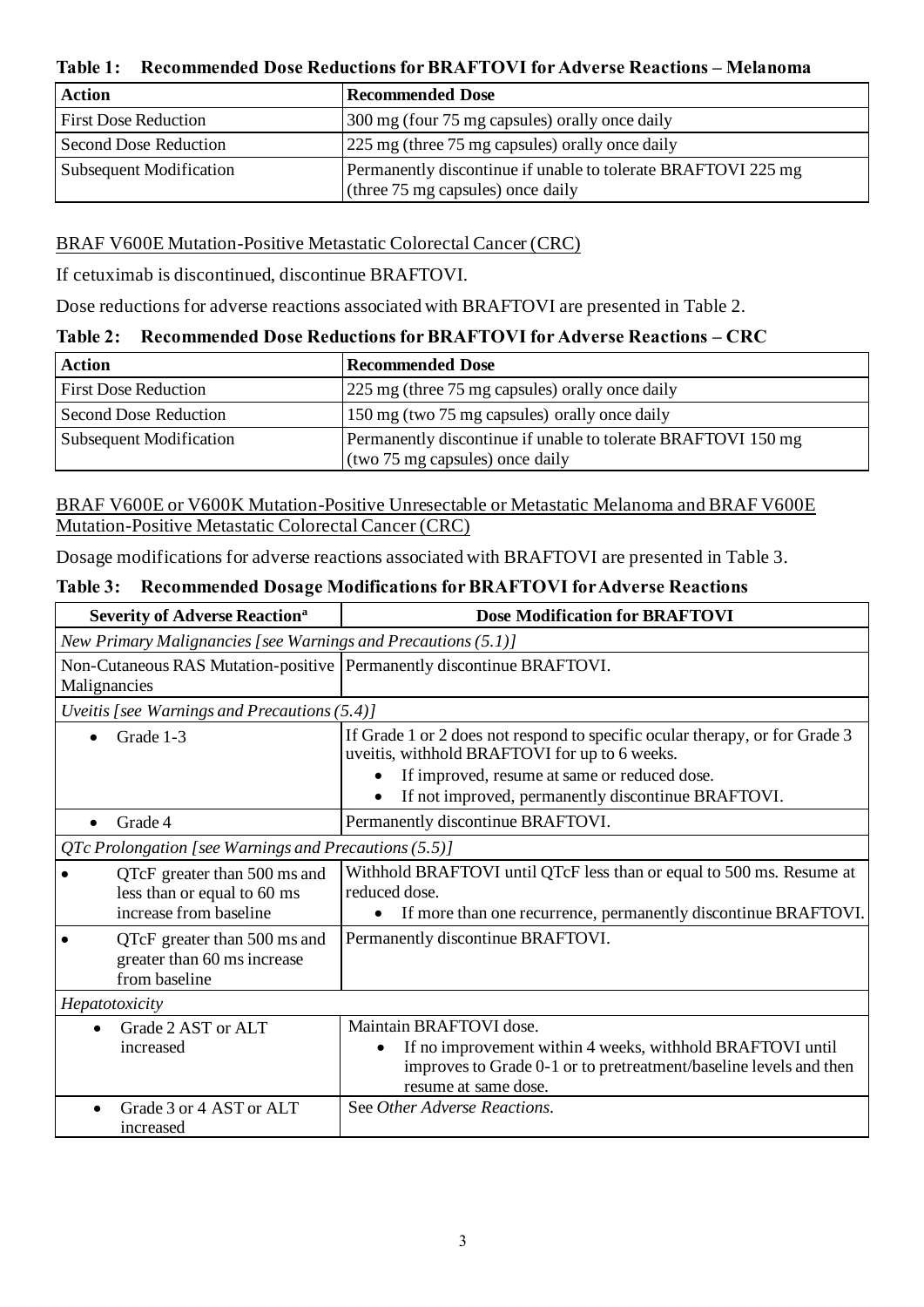**Table 1: Recommended Dose Reductions for BRAFTOVI for Adverse Reactions – Melanoma**

| Action | Recommended Dose |
|---|---|
| First Dose Reduction | 300 mg (four 75 mg capsules) orally once daily |
| Second Dose Reduction | 225 mg (three 75 mg capsules) orally once daily |
| Subsequent Modification | Permanently discontinue if unable to tolerate BRAFTOVI 225 mg (three 75 mg capsules) once daily |

BRAF V600E Mutation-Positive Metastatic Colorectal Cancer (CRC)

If cetuximab is discontinued, discontinue BRAFTOVI.

Dose reductions for adverse reactions associated with BRAFTOVI are presented in Table 2.

**Table 2: Recommended Dose Reductions for BRAFTOVI for Adverse Reactions – CRC**

| Action | Recommended Dose |
|---|---|
| First Dose Reduction | 225 mg (three 75 mg capsules) orally once daily |
| Second Dose Reduction | 150 mg (two 75 mg capsules) orally once daily |
| Subsequent Modification | Permanently discontinue if unable to tolerate BRAFTOVI 150 mg (two 75 mg capsules) once daily |

BRAF V600E or V600K Mutation-Positive Unresectable or Metastatic Melanoma and BRAF V600E Mutation-Positive Metastatic Colorectal Cancer (CRC)

Dosage modifications for adverse reactions associated with BRAFTOVI are presented in Table 3.

**Table 3: Recommended Dosage Modifications for BRAFTOVI for Adverse Reactions**

| Severity of Adverse Reaction[a] | Dose Modification for BRAFTOVI |
|---|---|
| *New Primary Malignancies [see Warnings and Precautions (5.1)]* | |
| Non-Cutaneous RAS Mutation-positive Malignancies | Permanently discontinue BRAFTOVI. |
| *Uveitis [see Warnings and Precautions (5.4)]* | |
| • Grade 1-3 | If Grade 1 or 2 does not respond to specific ocular therapy, or for Grade 3 uveitis, withhold BRAFTOVI for up to 6 weeks. • If improved, resume at same or reduced dose. • If not improved, permanently discontinue BRAFTOVI. |
| • Grade 4 | Permanently discontinue BRAFTOVI. |
| *QTc Prolongation [see Warnings and Precautions (5.5)]* | |
| • QTcF greater than 500 ms and less than or equal to 60 ms increase from baseline | Withhold BRAFTOVI until QTcF less than or equal to 500 ms. Resume at reduced dose. • If more than one recurrence, permanently discontinue BRAFTOVI. |
| • QTcF greater than 500 ms and greater than 60 ms increase from baseline | Permanently discontinue BRAFTOVI. |
| *Hepatotoxicity* | |
| • Grade 2 AST or ALT increased | Maintain BRAFTOVI dose. • If no improvement within 4 weeks, withhold BRAFTOVI until improves to Grade 0-1 or to pretreatment/baseline levels and then resume at same dose. |
| • Grade 3 or 4 AST or ALT increased | See *Other Adverse Reactions*. |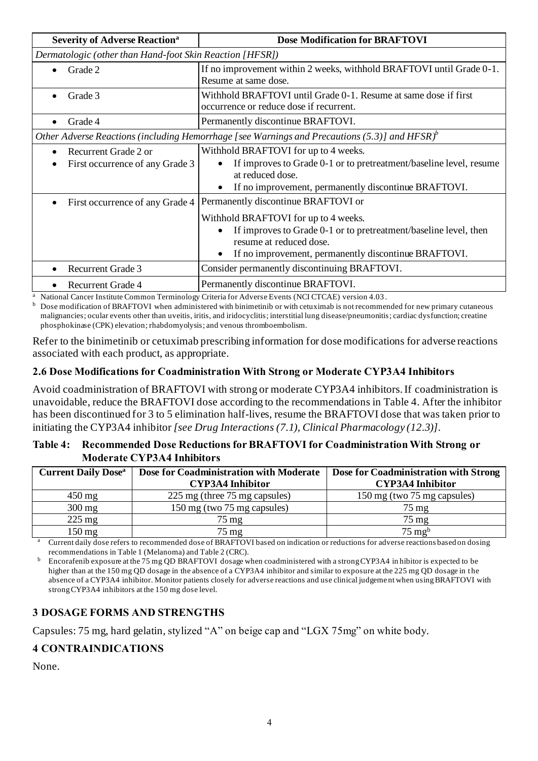| Severity of Adverse Reaction[a] | Dose Modification for BRAFTOVI |
|---|---|
| *Dermatologic (other than Hand-foot Skin Reaction [HFSR])* | |
| • Grade 2 | If no improvement within 2 weeks, withhold BRAFTOVI until Grade 0-1. Resume at same dose. |
| • Grade 3 | Withhold BRAFTOVI until Grade 0-1. Resume at same dose if first occurrence or reduce dose if recurrent. |
| • Grade 4 | Permanently discontinue BRAFTOVI. |
| *Other Adverse Reactions (including Hemorrhage [see Warnings and Precautions (5.3)] and HFSR)*[b] | |
| • Recurrent Grade 2 or<br>• First occurrence of any Grade 3 | Withhold BRAFTOVI for up to 4 weeks.<br>• If improves to Grade 0-1 or to pretreatment/baseline level, resume at reduced dose.<br>• If no improvement, permanently discontinue BRAFTOVI. |
| • First occurrence of any Grade 4 | Permanently discontinue BRAFTOVI or<br><br>Withhold BRAFTOVI for up to 4 weeks.<br>• If improves to Grade 0-1 or to pretreatment/baseline level, then resume at reduced dose.<br>• If no improvement, permanently discontinue BRAFTOVI. |
| • Recurrent Grade 3 | Consider permanently discontinuing BRAFTOVI. |
| • Recurrent Grade 4 | Permanently discontinue BRAFTOVI. |

[a] National Cancer Institute Common Terminology Criteria for Adverse Events (NCI CTCAE) version 4.03.

[b] Dose modification of BRAFTOVI when administered with binimetinib or with cetuximab is not recommended for new primary cutaneous malignancies; ocular events other than uveitis, iritis, and iridocyclitis; interstitial lung disease/pneumonitis; cardiac dysfunction; creatine phosphokinase (CPK) elevation; rhabdomyolysis; and venous thromboembolism.

Refer to the binimetinib or cetuximab prescribing information for dose modifications for adverse reactions associated with each product, as appropriate.

### 2.6 Dose Modifications for Coadministration With Strong or Moderate CYP3A4 Inhibitors

Avoid coadministration of BRAFTOVI with strong or moderate CYP3A4 inhibitors. If coadministration is unavoidable, reduce the BRAFTOVI dose according to the recommendations in Table 4. After the inhibitor has been discontinued for 3 to 5 elimination half-lives, resume the BRAFTOVI dose that was taken prior to initiating the CYP3A4 inhibitor *[see Drug Interactions (7.1), Clinical Pharmacology (12.3)]*.

**Table 4: Recommended Dose Reductions for BRAFTOVI for Coadministration With Strong or Moderate CYP3A4 Inhibitors**

| Current Daily Dose[a] | Dose for Coadministration with Moderate CYP3A4 Inhibitor | Dose for Coadministration with Strong CYP3A4 Inhibitor |
|---|---|---|
| 450 mg | 225 mg (three 75 mg capsules) | 150 mg (two 75 mg capsules) |
| 300 mg | 150 mg (two 75 mg capsules) | 75 mg |
| 225 mg | 75 mg | 75 mg |
| 150 mg | 75 mg | 75 mg[b] |

[a] Current daily dose refers to recommended dose of BRAFTOVI based on indication or reductions for adverse reactions based on dosing recommendations in Table 1 (Melanoma) and Table 2 (CRC).

[b] Encorafenib exposure at the 75 mg QD BRAFTOVI dosage when coadministered with a strong CYP3A4 inhibitor is expected to be higher than at the 150 mg QD dosage in the absence of a CYP3A4 inhibitor and similar to exposure at the 225 mg QD dosage in the absence of a CYP3A4 inhibitor. Monitor patients closely for adverse reactions and use clinical judgement when using BRAFTOVI with strong CYP3A4 inhibitors at the 150 mg dose level.

## 3 DOSAGE FORMS AND STRENGTHS

Capsules: 75 mg, hard gelatin, stylized "A" on beige cap and "LGX 75mg" on white body.

## 4 CONTRAINDICATIONS

None.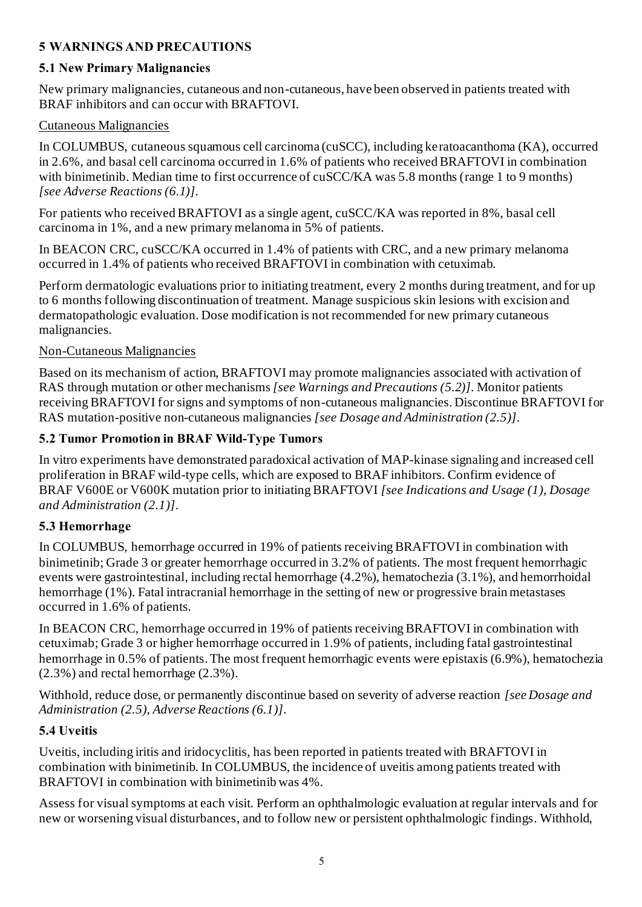## 5 WARNINGS AND PRECAUTIONS

### 5.1 New Primary Malignancies

New primary malignancies, cutaneous and non-cutaneous, have been observed in patients treated with BRAF inhibitors and can occur with BRAFTOVI.

Cutaneous Malignancies

In COLUMBUS, cutaneous squamous cell carcinoma (cuSCC), including keratoacanthoma (KA), occurred in 2.6%, and basal cell carcinoma occurred in 1.6% of patients who received BRAFTOVI in combination with binimetinib. Median time to first occurrence of cuSCC/KA was 5.8 months (range 1 to 9 months) *[see Adverse Reactions (6.1)]*.

For patients who received BRAFTOVI as a single agent, cuSCC/KA was reported in 8%, basal cell carcinoma in 1%, and a new primary melanoma in 5% of patients.

In BEACON CRC, cuSCC/KA occurred in 1.4% of patients with CRC, and a new primary melanoma occurred in 1.4% of patients who received BRAFTOVI in combination with cetuximab.

Perform dermatologic evaluations prior to initiating treatment, every 2 months during treatment, and for up to 6 months following discontinuation of treatment. Manage suspicious skin lesions with excision and dermatopathologic evaluation. Dose modification is not recommended for new primary cutaneous malignancies.

Non-Cutaneous Malignancies

Based on its mechanism of action, BRAFTOVI may promote malignancies associated with activation of RAS through mutation or other mechanisms *[see Warnings and Precautions (5.2)]*. Monitor patients receiving BRAFTOVI for signs and symptoms of non-cutaneous malignancies. Discontinue BRAFTOVI for RAS mutation-positive non-cutaneous malignancies *[see Dosage and Administration (2.5)]*.

### 5.2 Tumor Promotion in BRAF Wild-Type Tumors

In vitro experiments have demonstrated paradoxical activation of MAP-kinase signaling and increased cell proliferation in BRAF wild-type cells, which are exposed to BRAF inhibitors. Confirm evidence of BRAF V600E or V600K mutation prior to initiating BRAFTOVI *[see Indications and Usage (1), Dosage and Administration (2.1)]*.

### 5.3 Hemorrhage

In COLUMBUS, hemorrhage occurred in 19% of patients receiving BRAFTOVI in combination with binimetinib; Grade 3 or greater hemorrhage occurred in 3.2% of patients. The most frequent hemorrhagic events were gastrointestinal, including rectal hemorrhage (4.2%), hematochezia (3.1%), and hemorrhoidal hemorrhage (1%). Fatal intracranial hemorrhage in the setting of new or progressive brain metastases occurred in 1.6% of patients.

In BEACON CRC, hemorrhage occurred in 19% of patients receiving BRAFTOVI in combination with cetuximab; Grade 3 or higher hemorrhage occurred in 1.9% of patients, including fatal gastrointestinal hemorrhage in 0.5% of patients. The most frequent hemorrhagic events were epistaxis (6.9%), hematochezia (2.3%) and rectal hemorrhage (2.3%).

Withhold, reduce dose, or permanently discontinue based on severity of adverse reaction *[see Dosage and Administration (2.5), Adverse Reactions (6.1)]*.

### 5.4 Uveitis

Uveitis, including iritis and iridocyclitis, has been reported in patients treated with BRAFTOVI in combination with binimetinib. In COLUMBUS, the incidence of uveitis among patients treated with BRAFTOVI in combination with binimetinib was 4%.

Assess for visual symptoms at each visit. Perform an ophthalmologic evaluation at regular intervals and for new or worsening visual disturbances, and to follow new or persistent ophthalmologic findings. Withhold,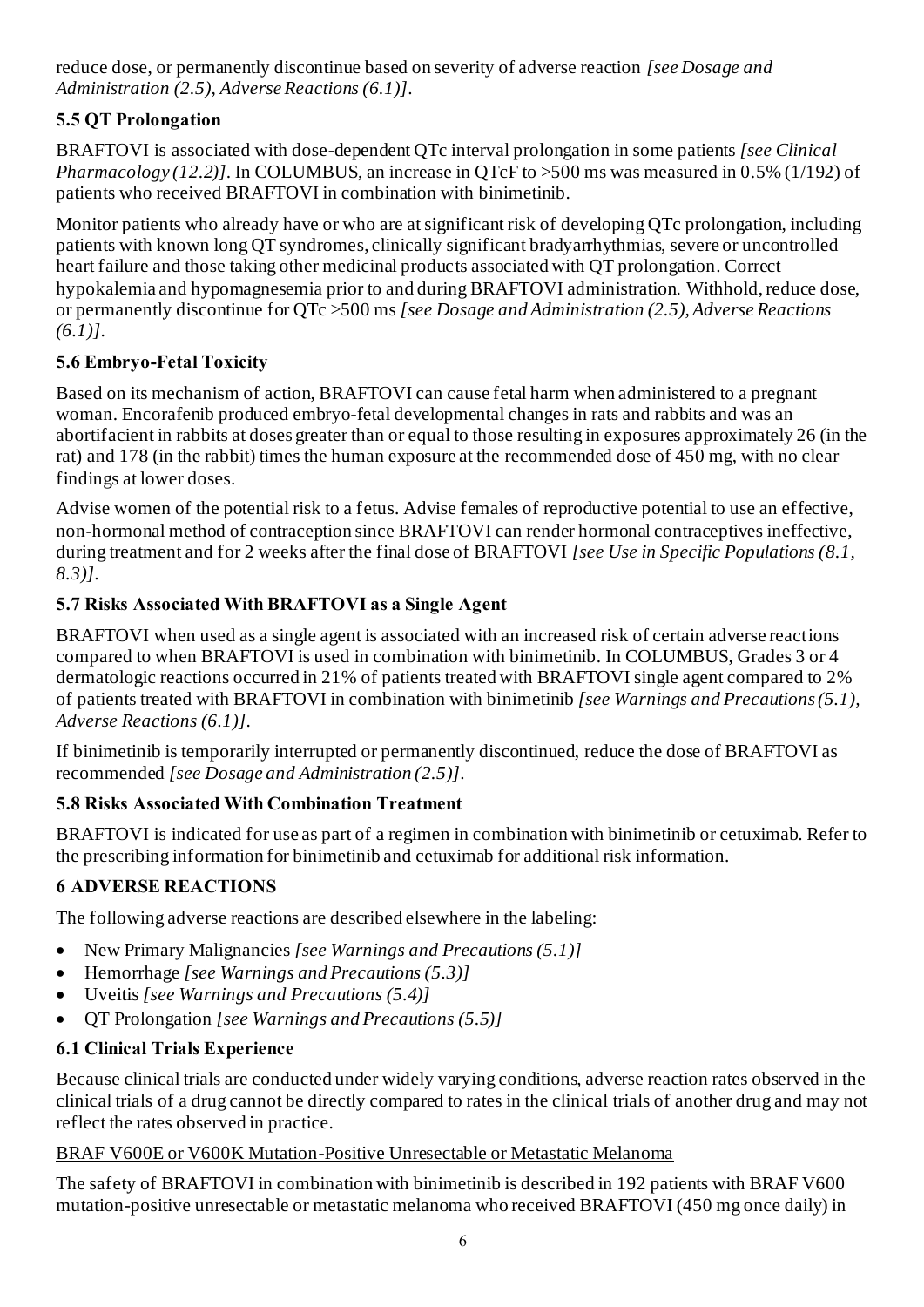reduce dose, or permanently discontinue based on severity of adverse reaction *[see Dosage and Administration (2.5), Adverse Reactions (6.1)]*.

### 5.5 QT Prolongation

BRAFTOVI is associated with dose-dependent QTc interval prolongation in some patients *[see Clinical Pharmacology (12.2)]*. In COLUMBUS, an increase in QTcF to >500 ms was measured in 0.5% (1/192) of patients who received BRAFTOVI in combination with binimetinib.

Monitor patients who already have or who are at significant risk of developing QTc prolongation, including patients with known long QT syndromes, clinically significant bradyarrhythmias, severe or uncontrolled heart failure and those taking other medicinal products associated with QT prolongation. Correct hypokalemia and hypomagnesemia prior to and during BRAFTOVI administration. Withhold, reduce dose, or permanently discontinue for QTc >500 ms *[see Dosage and Administration (2.5), Adverse Reactions (6.1)]*.

### 5.6 Embryo-Fetal Toxicity

Based on its mechanism of action, BRAFTOVI can cause fetal harm when administered to a pregnant woman. Encorafenib produced embryo-fetal developmental changes in rats and rabbits and was an abortifacient in rabbits at doses greater than or equal to those resulting in exposures approximately 26 (in the rat) and 178 (in the rabbit) times the human exposure at the recommended dose of 450 mg, with no clear findings at lower doses.

Advise women of the potential risk to a fetus. Advise females of reproductive potential to use an effective, non-hormonal method of contraception since BRAFTOVI can render hormonal contraceptives ineffective, during treatment and for 2 weeks after the final dose of BRAFTOVI *[see Use in Specific Populations (8.1, 8.3)]*.

### 5.7 Risks Associated With BRAFTOVI as a Single Agent

BRAFTOVI when used as a single agent is associated with an increased risk of certain adverse reactions compared to when BRAFTOVI is used in combination with binimetinib. In COLUMBUS, Grades 3 or 4 dermatologic reactions occurred in 21% of patients treated with BRAFTOVI single agent compared to 2% of patients treated with BRAFTOVI in combination with binimetinib *[see Warnings and Precautions (5.1), Adverse Reactions (6.1)]*.

If binimetinib is temporarily interrupted or permanently discontinued, reduce the dose of BRAFTOVI as recommended *[see Dosage and Administration (2.5)]*.

### 5.8 Risks Associated With Combination Treatment

BRAFTOVI is indicated for use as part of a regimen in combination with binimetinib or cetuximab. Refer to the prescribing information for binimetinib and cetuximab for additional risk information.

## 6 ADVERSE REACTIONS

The following adverse reactions are described elsewhere in the labeling:

- New Primary Malignancies *[see Warnings and Precautions (5.1)]*
- Hemorrhage *[see Warnings and Precautions (5.3)]*
- Uveitis *[see Warnings and Precautions (5.4)]*
- QT Prolongation *[see Warnings and Precautions (5.5)]*

### 6.1 Clinical Trials Experience

Because clinical trials are conducted under widely varying conditions, adverse reaction rates observed in the clinical trials of a drug cannot be directly compared to rates in the clinical trials of another drug and may not reflect the rates observed in practice.

<u>BRAF V600E or V600K Mutation-Positive Unresectable or Metastatic Melanoma</u>

The safety of BRAFTOVI in combination with binimetinib is described in 192 patients with BRAF V600 mutation-positive unresectable or metastatic melanoma who received BRAFTOVI (450 mg once daily) in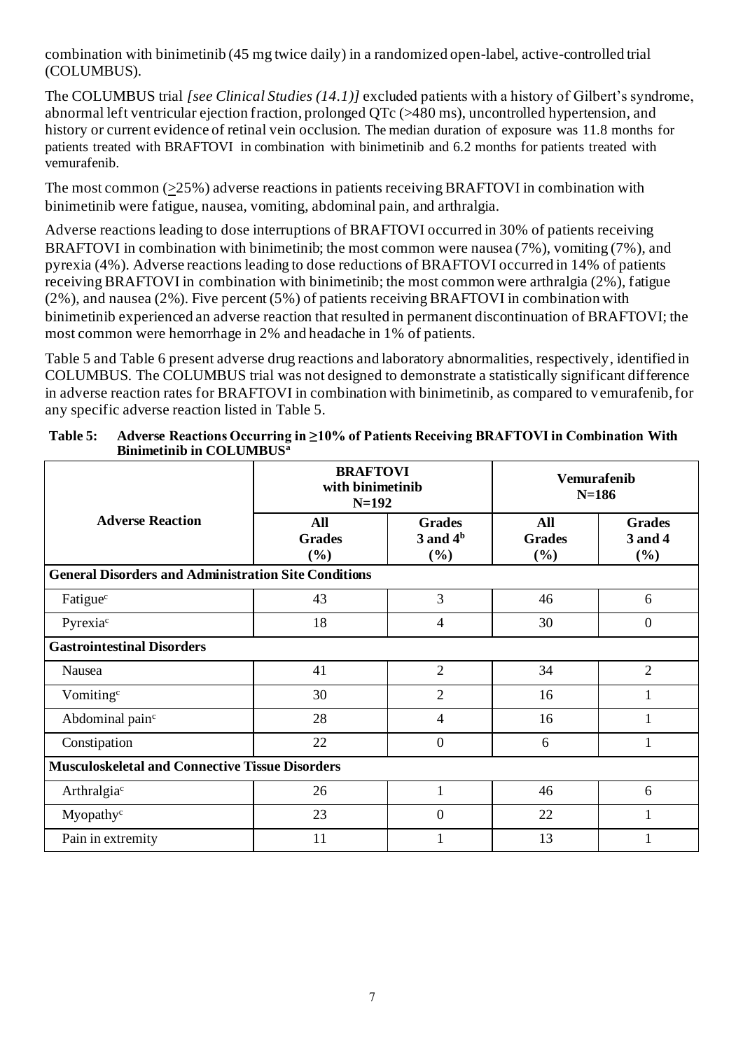combination with binimetinib (45 mg twice daily) in a randomized open-label, active-controlled trial (COLUMBUS).

The COLUMBUS trial *[see Clinical Studies (14.1)]* excluded patients with a history of Gilbert's syndrome, abnormal left ventricular ejection fraction, prolonged QTc (>480 ms), uncontrolled hypertension, and history or current evidence of retinal vein occlusion. The median duration of exposure was 11.8 months for patients treated with BRAFTOVI in combination with binimetinib and 6.2 months for patients treated with vemurafenib.

The most common (≥25%) adverse reactions in patients receiving BRAFTOVI in combination with binimetinib were fatigue, nausea, vomiting, abdominal pain, and arthralgia.

Adverse reactions leading to dose interruptions of BRAFTOVI occurred in 30% of patients receiving BRAFTOVI in combination with binimetinib; the most common were nausea (7%), vomiting (7%), and pyrexia (4%). Adverse reactions leading to dose reductions of BRAFTOVI occurred in 14% of patients receiving BRAFTOVI in combination with binimetinib; the most common were arthralgia (2%), fatigue (2%), and nausea (2%). Five percent (5%) of patients receiving BRAFTOVI in combination with binimetinib experienced an adverse reaction that resulted in permanent discontinuation of BRAFTOVI; the most common were hemorrhage in 2% and headache in 1% of patients.

Table 5 and Table 6 present adverse drug reactions and laboratory abnormalities, respectively, identified in COLUMBUS. The COLUMBUS trial was not designed to demonstrate a statistically significant difference in adverse reaction rates for BRAFTOVI in combination with binimetinib, as compared to vemurafenib, for any specific adverse reaction listed in Table 5.

**Table 5: Adverse Reactions Occurring in ≥10% of Patients Receiving BRAFTOVI in Combination With Binimetinib in COLUMBUS[a]**

| Adverse Reaction | BRAFTOVI with binimetinib N=192 | | Vemurafenib N=186 | |
|---|---|---|---|---|
| | All Grades (%) | Grades 3 and 4[b] (%) | All Grades (%) | Grades 3 and 4 (%) |
| **General Disorders and Administration Site Conditions** | | | | |
| Fatigue[c] | 43 | 3 | 46 | 6 |
| Pyrexia[c] | 18 | 4 | 30 | 0 |
| **Gastrointestinal Disorders** | | | | |
| Nausea | 41 | 2 | 34 | 2 |
| Vomiting[c] | 30 | 2 | 16 | 1 |
| Abdominal pain[c] | 28 | 4 | 16 | 1 |
| Constipation | 22 | 0 | 6 | 1 |
| **Musculoskeletal and Connective Tissue Disorders** | | | | |
| Arthralgia[c] | 26 | 1 | 46 | 6 |
| Myopathy[c] | 23 | 0 | 22 | 1 |
| Pain in extremity | 11 | 1 | 13 | 1 |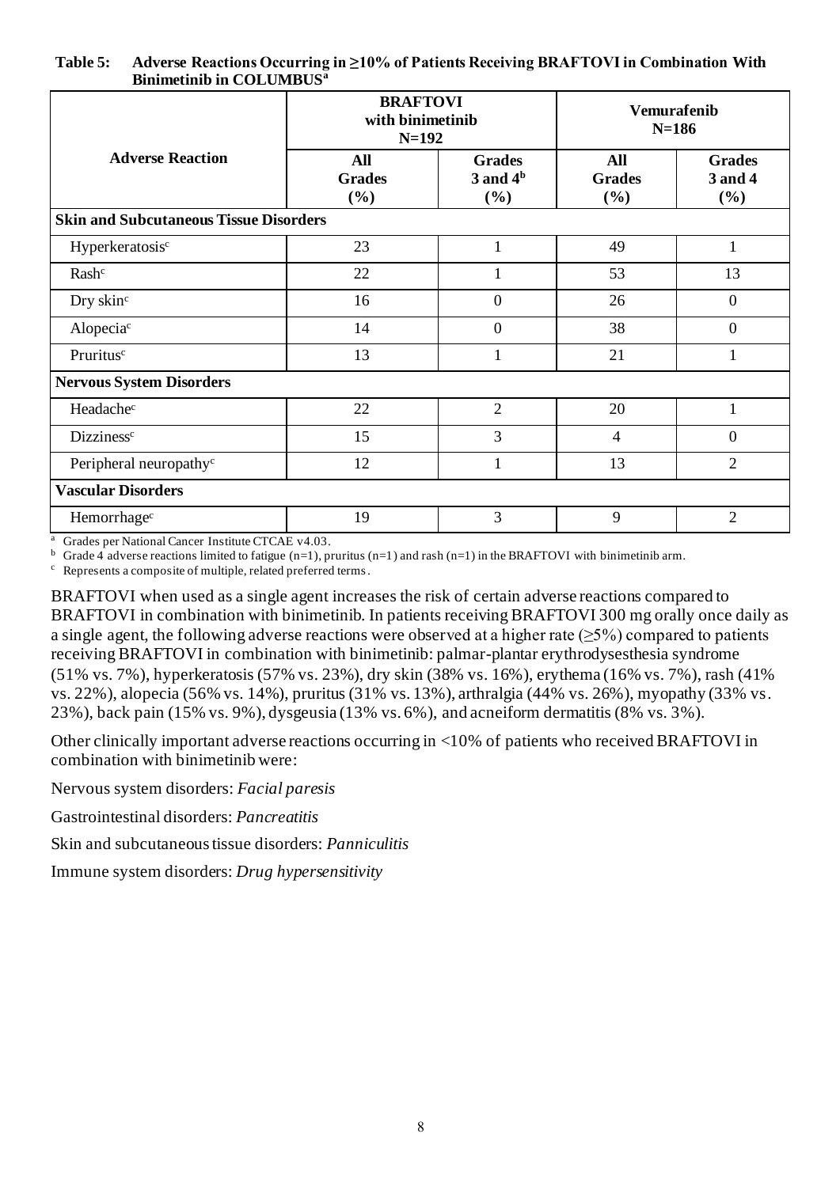**Table 5: Adverse Reactions Occurring in ≥10% of Patients Receiving BRAFTOVI in Combination With Binimetinib in COLUMBUS[a]**

| Adverse Reaction | BRAFTOVI with binimetinib N=192 | | Vemurafenib N=186 | |
|---|---|---|---|---|
| | All Grades (%) | Grades 3 and 4[b] (%) | All Grades (%) | Grades 3 and 4 (%) |
| **Skin and Subcutaneous Tissue Disorders** | | | | |
| Hyperkeratosis[c] | 23 | 1 | 49 | 1 |
| Rash[c] | 22 | 1 | 53 | 13 |
| Dry skin[c] | 16 | 0 | 26 | 0 |
| Alopecia[c] | 14 | 0 | 38 | 0 |
| Pruritus[c] | 13 | 1 | 21 | 1 |
| **Nervous System Disorders** | | | | |
| Headache[c] | 22 | 2 | 20 | 1 |
| Dizziness[c] | 15 | 3 | 4 | 0 |
| Peripheral neuropathy[c] | 12 | 1 | 13 | 2 |
| **Vascular Disorders** | | | | |
| Hemorrhage[c] | 19 | 3 | 9 | 2 |

[a] Grades per National Cancer Institute CTCAE v4.03.
[b] Grade 4 adverse reactions limited to fatigue (n=1), pruritus (n=1) and rash (n=1) in the BRAFTOVI with binimetinib arm.
[c] Represents a composite of multiple, related preferred terms.

BRAFTOVI when used as a single agent increases the risk of certain adverse reactions compared to BRAFTOVI in combination with binimetinib. In patients receiving BRAFTOVI 300 mg orally once daily as a single agent, the following adverse reactions were observed at a higher rate (≥5%) compared to patients receiving BRAFTOVI in combination with binimetinib: palmar-plantar erythrodysesthesia syndrome (51% vs. 7%), hyperkeratosis (57% vs. 23%), dry skin (38% vs. 16%), erythema (16% vs. 7%), rash (41% vs. 22%), alopecia (56% vs. 14%), pruritus (31% vs. 13%), arthralgia (44% vs. 26%), myopathy (33% vs. 23%), back pain (15% vs. 9%), dysgeusia (13% vs. 6%), and acneiform dermatitis (8% vs. 3%).

Other clinically important adverse reactions occurring in <10% of patients who received BRAFTOVI in combination with binimetinib were:

Nervous system disorders: *Facial paresis*

Gastrointestinal disorders: *Pancreatitis*

Skin and subcutaneous tissue disorders: *Panniculitis*

Immune system disorders: *Drug hypersensitivity*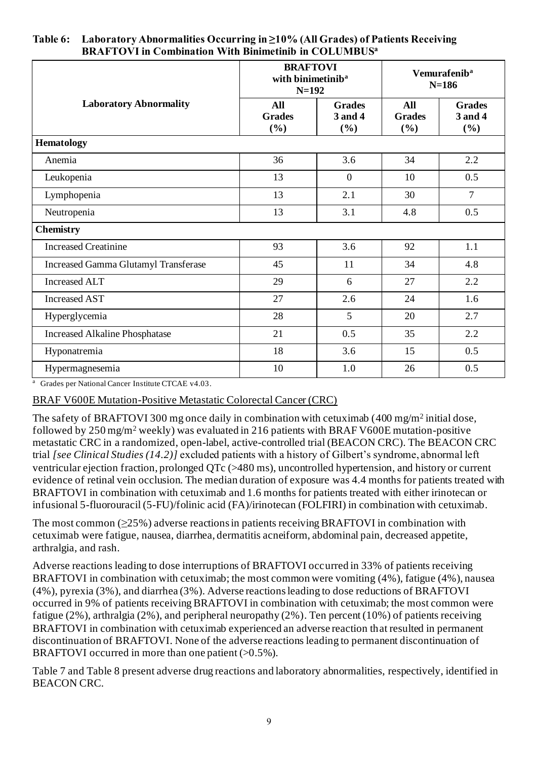**Table 6: Laboratory Abnormalities Occurring in ≥10% (All Grades) of Patients Receiving BRAFTOVI in Combination With Binimetinib in COLUMBUS[a]**

| Laboratory Abnormality | BRAFTOVI with binimetinib[a] N=192 | | Vemurafenib[a] N=186 | |
|---|---|---|---|---|
| | All Grades (%) | Grades 3 and 4 (%) | All Grades (%) | Grades 3 and 4 (%) |
| **Hematology** | | | | |
| Anemia | 36 | 3.6 | 34 | 2.2 |
| Leukopenia | 13 | 0 | 10 | 0.5 |
| Lymphopenia | 13 | 2.1 | 30 | 7 |
| Neutropenia | 13 | 3.1 | 4.8 | 0.5 |
| **Chemistry** | | | | |
| Increased Creatinine | 93 | 3.6 | 92 | 1.1 |
| Increased Gamma Glutamyl Transferase | 45 | 11 | 34 | 4.8 |
| Increased ALT | 29 | 6 | 27 | 2.2 |
| Increased AST | 27 | 2.6 | 24 | 1.6 |
| Hyperglycemia | 28 | 5 | 20 | 2.7 |
| Increased Alkaline Phosphatase | 21 | 0.5 | 35 | 2.2 |
| Hyponatremia | 18 | 3.6 | 15 | 0.5 |
| Hypermagnesemia | 10 | 1.0 | 26 | 0.5 |

[a] Grades per National Cancer Institute CTCAE v4.03.

BRAF V600E Mutation-Positive Metastatic Colorectal Cancer (CRC)

The safety of BRAFTOVI 300 mg once daily in combination with cetuximab (400 mg/m$^2$ initial dose, followed by 250 mg/m$^2$ weekly) was evaluated in 216 patients with BRAF V600E mutation-positive metastatic CRC in a randomized, open-label, active-controlled trial (BEACON CRC). The BEACON CRC trial *[see Clinical Studies (14.2)]* excluded patients with a history of Gilbert's syndrome, abnormal left ventricular ejection fraction, prolonged QTc (>480 ms), uncontrolled hypertension, and history or current evidence of retinal vein occlusion. The median duration of exposure was 4.4 months for patients treated with BRAFTOVI in combination with cetuximab and 1.6 months for patients treated with either irinotecan or infusional 5-fluorouracil (5-FU)/folinic acid (FA)/irinotecan (FOLFIRI) in combination with cetuximab.

The most common (≥25%) adverse reactions in patients receiving BRAFTOVI in combination with cetuximab were fatigue, nausea, diarrhea, dermatitis acneiform, abdominal pain, decreased appetite, arthralgia, and rash.

Adverse reactions leading to dose interruptions of BRAFTOVI occurred in 33% of patients receiving BRAFTOVI in combination with cetuximab; the most common were vomiting (4%), fatigue (4%), nausea (4%), pyrexia (3%), and diarrhea (3%). Adverse reactions leading to dose reductions of BRAFTOVI occurred in 9% of patients receiving BRAFTOVI in combination with cetuximab; the most common were fatigue (2%), arthralgia (2%), and peripheral neuropathy (2%). Ten percent (10%) of patients receiving BRAFTOVI in combination with cetuximab experienced an adverse reaction that resulted in permanent discontinuation of BRAFTOVI. None of the adverse reactions leading to permanent discontinuation of BRAFTOVI occurred in more than one patient (>0.5%).

Table 7 and Table 8 present adverse drug reactions and laboratory abnormalities, respectively, identified in BEACON CRC.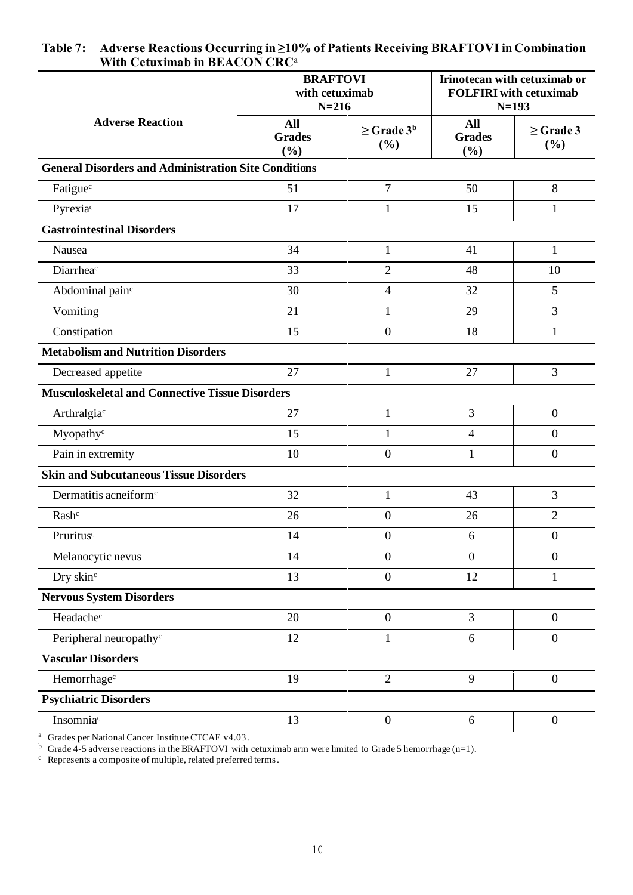**Table 7: Adverse Reactions Occurring in ≥10% of Patients Receiving BRAFTOVI in Combination With Cetuximab in BEACON CRC[a]**

| Adverse Reaction | BRAFTOVI with cetuximab N=216 | | Irinotecan with cetuximab or FOLFIRI with cetuximab N=193 | |
|---|---|---|---|---|
| | All Grades (%) | ≥ Grade 3[b] (%) | All Grades (%) | ≥ Grade 3 (%) |
| **General Disorders and Administration Site Conditions** | | | | |
| Fatigue[c] | 51 | 7 | 50 | 8 |
| Pyrexia[c] | 17 | 1 | 15 | 1 |
| **Gastrointestinal Disorders** | | | | |
| Nausea | 34 | 1 | 41 | 1 |
| Diarrhea[c] | 33 | 2 | 48 | 10 |
| Abdominal pain[c] | 30 | 4 | 32 | 5 |
| Vomiting | 21 | 1 | 29 | 3 |
| Constipation | 15 | 0 | 18 | 1 |
| **Metabolism and Nutrition Disorders** | | | | |
| Decreased appetite | 27 | 1 | 27 | 3 |
| **Musculoskeletal and Connective Tissue Disorders** | | | | |
| Arthralgia[c] | 27 | 1 | 3 | 0 |
| Myopathy[c] | 15 | 1 | 4 | 0 |
| Pain in extremity | 10 | 0 | 1 | 0 |
| **Skin and Subcutaneous Tissue Disorders** | | | | |
| Dermatitis acneiform[c] | 32 | 1 | 43 | 3 |
| Rash[c] | 26 | 0 | 26 | 2 |
| Pruritus[c] | 14 | 0 | 6 | 0 |
| Melanocytic nevus | 14 | 0 | 0 | 0 |
| Dry skin[c] | 13 | 0 | 12 | 1 |
| **Nervous System Disorders** | | | | |
| Headache[c] | 20 | 0 | 3 | 0 |
| Peripheral neuropathy[c] | 12 | 1 | 6 | 0 |
| **Vascular Disorders** | | | | |
| Hemorrhage[c] | 19 | 2 | 9 | 0 |
| **Psychiatric Disorders** | | | | |
| Insomnia[c] | 13 | 0 | 6 | 0 |

[a] Grades per National Cancer Institute CTCAE v4.03.
[b] Grade 4-5 adverse reactions in the BRAFTOVI with cetuximab arm were limited to Grade 5 hemorrhage (n=1).
[c] Represents a composite of multiple, related preferred terms.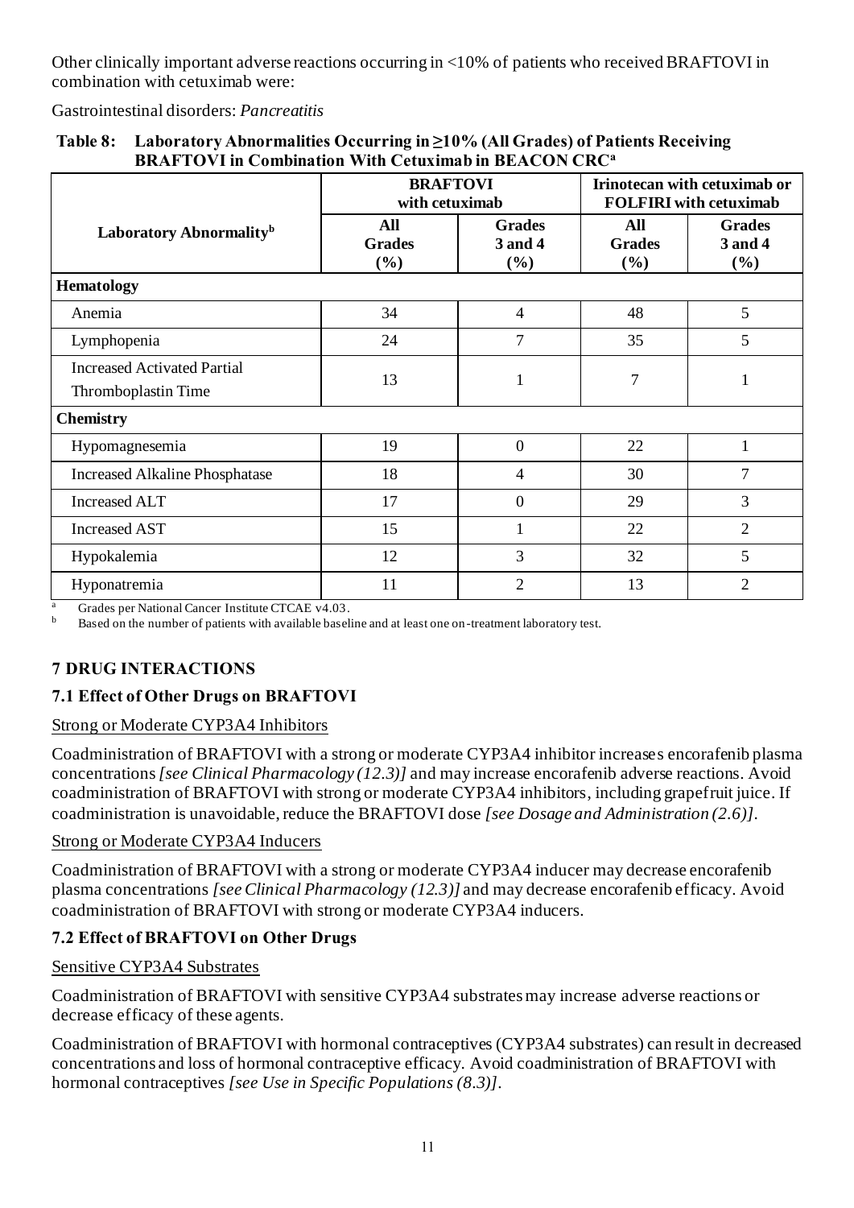Other clinically important adverse reactions occurring in <10% of patients who received BRAFTOVI in combination with cetuximab were:

Gastrointestinal disorders: *Pancreatitis*

**Table 8: Laboratory Abnormalities Occurring in ≥10% (All Grades) of Patients Receiving BRAFTOVI in Combination With Cetuximab in BEACON CRC[a]**

| Laboratory Abnormality[b] | BRAFTOVI with cetuximab | | Irinotecan with cetuximab or FOLFIRI with cetuximab | |
|---|---|---|---|---|
| | All Grades (%) | Grades 3 and 4 (%) | All Grades (%) | Grades 3 and 4 (%) |
| **Hematology** | | | | |
| Anemia | 34 | 4 | 48 | 5 |
| Lymphopenia | 24 | 7 | 35 | 5 |
| Increased Activated Partial Thromboplastin Time | 13 | 1 | 7 | 1 |
| **Chemistry** | | | | |
| Hypomagnesemia | 19 | 0 | 22 | 1 |
| Increased Alkaline Phosphatase | 18 | 4 | 30 | 7 |
| Increased ALT | 17 | 0 | 29 | 3 |
| Increased AST | 15 | 1 | 22 | 2 |
| Hypokalemia | 12 | 3 | 32 | 5 |
| Hyponatremia | 11 | 2 | 13 | 2 |

[a] Grades per National Cancer Institute CTCAE v4.03.
[b] Based on the number of patients with available baseline and at least one on-treatment laboratory test.

## 7 DRUG INTERACTIONS

### 7.1 Effect of Other Drugs on BRAFTOVI

Strong or Moderate CYP3A4 Inhibitors

Coadministration of BRAFTOVI with a strong or moderate CYP3A4 inhibitor increases encorafenib plasma concentrations *[see Clinical Pharmacology (12.3)]* and may increase encorafenib adverse reactions. Avoid coadministration of BRAFTOVI with strong or moderate CYP3A4 inhibitors, including grapefruit juice. If coadministration is unavoidable, reduce the BRAFTOVI dose *[see Dosage and Administration (2.6)]*.

Strong or Moderate CYP3A4 Inducers

Coadministration of BRAFTOVI with a strong or moderate CYP3A4 inducer may decrease encorafenib plasma concentrations *[see Clinical Pharmacology (12.3)]* and may decrease encorafenib efficacy. Avoid coadministration of BRAFTOVI with strong or moderate CYP3A4 inducers.

### 7.2 Effect of BRAFTOVI on Other Drugs

Sensitive CYP3A4 Substrates

Coadministration of BRAFTOVI with sensitive CYP3A4 substrates may increase adverse reactions or decrease efficacy of these agents.

Coadministration of BRAFTOVI with hormonal contraceptives (CYP3A4 substrates) can result in decreased concentrations and loss of hormonal contraceptive efficacy. Avoid coadministration of BRAFTOVI with hormonal contraceptives *[see Use in Specific Populations (8.3)]*.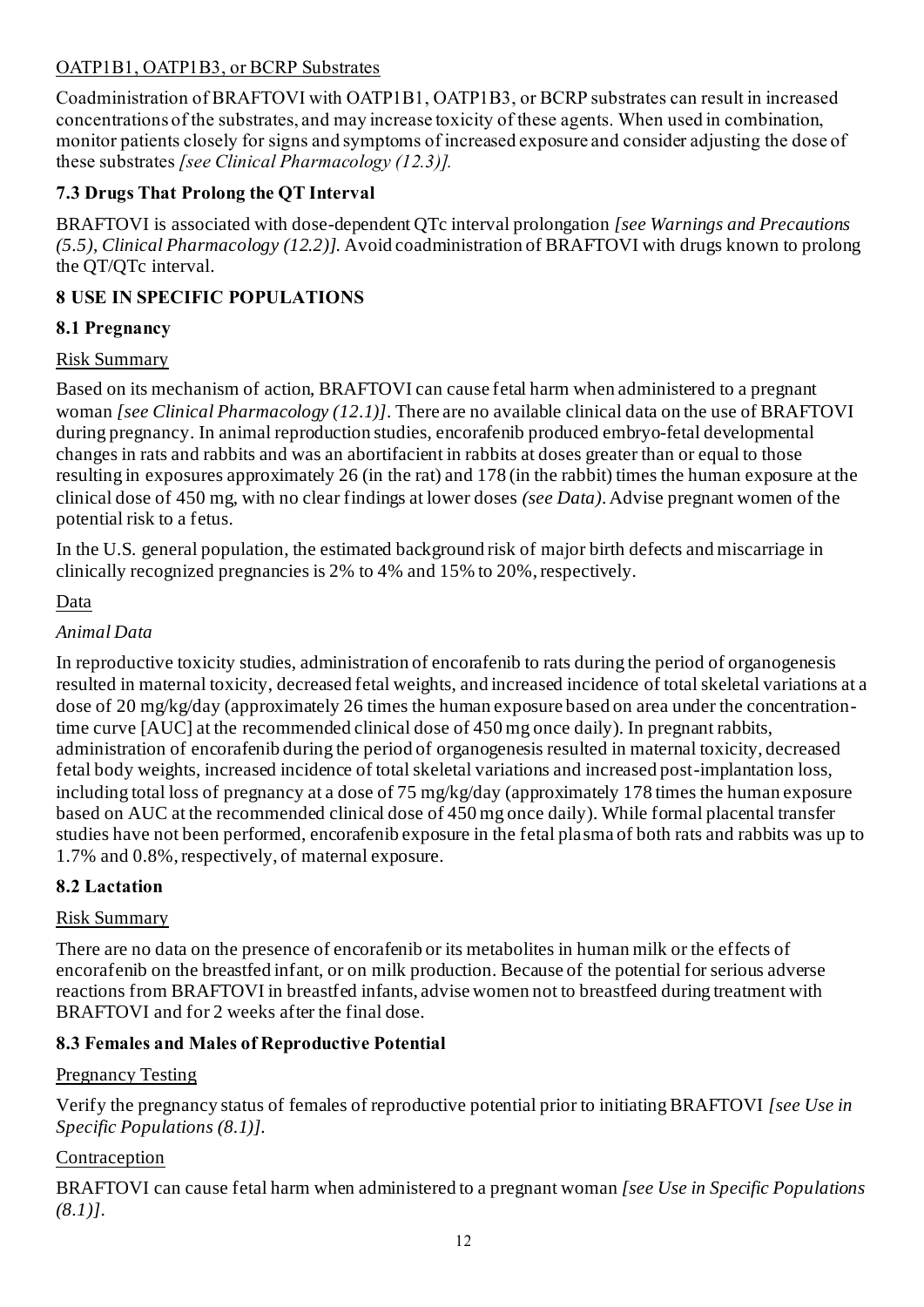OATP1B1, OATP1B3, or BCRP Substrates

Coadministration of BRAFTOVI with OATP1B1, OATP1B3, or BCRP substrates can result in increased concentrations of the substrates, and may increase toxicity of these agents. When used in combination, monitor patients closely for signs and symptoms of increased exposure and consider adjusting the dose of these substrates *[see Clinical Pharmacology (12.3)].*

### 7.3 Drugs That Prolong the QT Interval

BRAFTOVI is associated with dose-dependent QTc interval prolongation *[see Warnings and Precautions (5.5), Clinical Pharmacology (12.2)]*. Avoid coadministration of BRAFTOVI with drugs known to prolong the QT/QTc interval.

## 8 USE IN SPECIFIC POPULATIONS

### 8.1 Pregnancy

Risk Summary

Based on its mechanism of action, BRAFTOVI can cause fetal harm when administered to a pregnant woman *[see Clinical Pharmacology (12.1)]*. There are no available clinical data on the use of BRAFTOVI during pregnancy. In animal reproduction studies, encorafenib produced embryo-fetal developmental changes in rats and rabbits and was an abortifacient in rabbits at doses greater than or equal to those resulting in exposures approximately 26 (in the rat) and 178 (in the rabbit) times the human exposure at the clinical dose of 450 mg, with no clear findings at lower doses *(see Data)*. Advise pregnant women of the potential risk to a fetus.

In the U.S. general population, the estimated background risk of major birth defects and miscarriage in clinically recognized pregnancies is 2% to 4% and 15% to 20%, respectively.

Data

*Animal Data*

In reproductive toxicity studies, administration of encorafenib to rats during the period of organogenesis resulted in maternal toxicity, decreased fetal weights, and increased incidence of total skeletal variations at a dose of 20 mg/kg/day (approximately 26 times the human exposure based on area under the concentration-time curve [AUC] at the recommended clinical dose of 450 mg once daily). In pregnant rabbits, administration of encorafenib during the period of organogenesis resulted in maternal toxicity, decreased fetal body weights, increased incidence of total skeletal variations and increased post-implantation loss, including total loss of pregnancy at a dose of 75 mg/kg/day (approximately 178 times the human exposure based on AUC at the recommended clinical dose of 450 mg once daily). While formal placental transfer studies have not been performed, encorafenib exposure in the fetal plasma of both rats and rabbits was up to 1.7% and 0.8%, respectively, of maternal exposure.

### 8.2 Lactation

Risk Summary

There are no data on the presence of encorafenib or its metabolites in human milk or the effects of encorafenib on the breastfed infant, or on milk production. Because of the potential for serious adverse reactions from BRAFTOVI in breastfed infants, advise women not to breastfeed during treatment with BRAFTOVI and for 2 weeks after the final dose.

### 8.3 Females and Males of Reproductive Potential

Pregnancy Testing

Verify the pregnancy status of females of reproductive potential prior to initiating BRAFTOVI *[see Use in Specific Populations (8.1)]*.

Contraception

BRAFTOVI can cause fetal harm when administered to a pregnant woman *[see Use in Specific Populations (8.1)]*.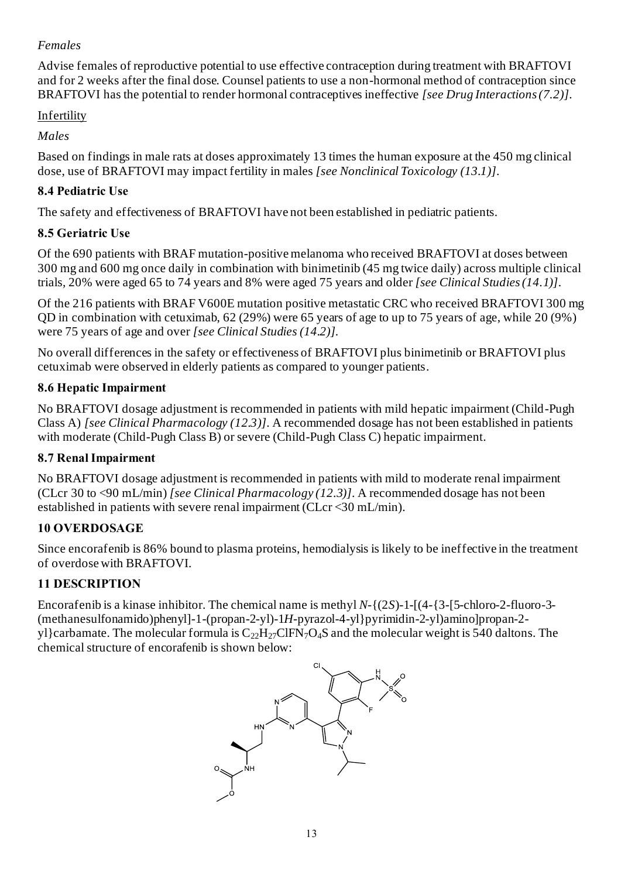*Females*

Advise females of reproductive potential to use effective contraception during treatment with BRAFTOVI and for 2 weeks after the final dose. Counsel patients to use a non-hormonal method of contraception since BRAFTOVI has the potential to render hormonal contraceptives ineffective *[see Drug Interactions (7.2)]*.

Infertility

*Males*

Based on findings in male rats at doses approximately 13 times the human exposure at the 450 mg clinical dose, use of BRAFTOVI may impact fertility in males *[see Nonclinical Toxicology (13.1)]*.

### 8.4 Pediatric Use

The safety and effectiveness of BRAFTOVI have not been established in pediatric patients.

### 8.5 Geriatric Use

Of the 690 patients with BRAF mutation-positive melanoma who received BRAFTOVI at doses between 300 mg and 600 mg once daily in combination with binimetinib (45 mg twice daily) across multiple clinical trials, 20% were aged 65 to 74 years and 8% were aged 75 years and older *[see Clinical Studies (14.1)]*.

Of the 216 patients with BRAF V600E mutation positive metastatic CRC who received BRAFTOVI 300 mg QD in combination with cetuximab, 62 (29%) were 65 years of age to up to 75 years of age, while 20 (9%) were 75 years of age and over *[see Clinical Studies (14.2)]*.

No overall differences in the safety or effectiveness of BRAFTOVI plus binimetinib or BRAFTOVI plus cetuximab were observed in elderly patients as compared to younger patients.

### 8.6 Hepatic Impairment

No BRAFTOVI dosage adjustment is recommended in patients with mild hepatic impairment (Child-Pugh Class A) *[see Clinical Pharmacology (12.3)]*. A recommended dosage has not been established in patients with moderate (Child-Pugh Class B) or severe (Child-Pugh Class C) hepatic impairment.

### 8.7 Renal Impairment

No BRAFTOVI dosage adjustment is recommended in patients with mild to moderate renal impairment (CLcr 30 to <90 mL/min) *[see Clinical Pharmacology (12.3)]*. A recommended dosage has not been established in patients with severe renal impairment (CLcr <30 mL/min).

## 10 OVERDOSAGE

Since encorafenib is 86% bound to plasma proteins, hemodialysis is likely to be ineffective in the treatment of overdose with BRAFTOVI.

## 11 DESCRIPTION

Encorafenib is a kinase inhibitor. The chemical name is methyl *N*-{(2*S*)-1-[(4-{3-[5-chloro-2-fluoro-3-(methanesulfonamido)phenyl]-1-(propan-2-yl)-1*H*-pyrazol-4-yl}pyrimidin-2-yl)amino]propan-2-yl}carbamate. The molecular formula is $C_{22}H_{27}ClFN_7O_4S$ and the molecular weight is 540 daltons. The chemical structure of encorafenib is shown below: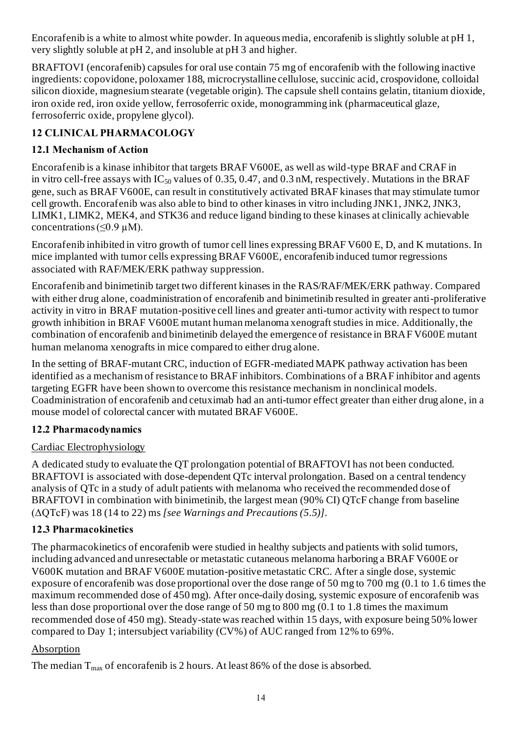Encorafenib is a white to almost white powder. In aqueous media, encorafenib is slightly soluble at pH 1, very slightly soluble at pH 2, and insoluble at pH 3 and higher.

BRAFTOVI (encorafenib) capsules for oral use contain 75 mg of encorafenib with the following inactive ingredients: copovidone, poloxamer 188, microcrystalline cellulose, succinic acid, crospovidone, colloidal silicon dioxide, magnesium stearate (vegetable origin). The capsule shell contains gelatin, titanium dioxide, iron oxide red, iron oxide yellow, ferrosoferric oxide, monogramming ink (pharmaceutical glaze, ferrosoferric oxide, propylene glycol).

## 12 CLINICAL PHARMACOLOGY

### 12.1 Mechanism of Action

Encorafenib is a kinase inhibitor that targets BRAF V600E, as well as wild-type BRAF and CRAF in in vitro cell-free assays with $IC_{50}$ values of 0.35, 0.47, and 0.3 nM, respectively. Mutations in the BRAF gene, such as BRAF V600E, can result in constitutively activated BRAF kinases that may stimulate tumor cell growth. Encorafenib was also able to bind to other kinases in vitro including JNK1, JNK2, JNK3, LIMK1, LIMK2, MEK4, and STK36 and reduce ligand binding to these kinases at clinically achievable concentrations ($\leq$0.9 µM).

Encorafenib inhibited in vitro growth of tumor cell lines expressing BRAF V600 E, D, and K mutations. In mice implanted with tumor cells expressing BRAF V600E, encorafenib induced tumor regressions associated with RAF/MEK/ERK pathway suppression.

Encorafenib and binimetinib target two different kinases in the RAS/RAF/MEK/ERK pathway. Compared with either drug alone, coadministration of encorafenib and binimetinib resulted in greater anti-proliferative activity in vitro in BRAF mutation-positive cell lines and greater anti-tumor activity with respect to tumor growth inhibition in BRAF V600E mutant human melanoma xenograft studies in mice. Additionally, the combination of encorafenib and binimetinib delayed the emergence of resistance in BRAF V600E mutant human melanoma xenografts in mice compared to either drug alone.

In the setting of BRAF-mutant CRC, induction of EGFR-mediated MAPK pathway activation has been identified as a mechanism of resistance to BRAF inhibitors. Combinations of a BRAF inhibitor and agents targeting EGFR have been shown to overcome this resistance mechanism in nonclinical models. Coadministration of encorafenib and cetuximab had an anti-tumor effect greater than either drug alone, in a mouse model of colorectal cancer with mutated BRAF V600E.

### 12.2 Pharmacodynamics

Cardiac Electrophysiology

A dedicated study to evaluate the QT prolongation potential of BRAFTOVI has not been conducted. BRAFTOVI is associated with dose-dependent QTc interval prolongation. Based on a central tendency analysis of QTc in a study of adult patients with melanoma who received the recommended dose of BRAFTOVI in combination with binimetinib, the largest mean (90% CI) QTcF change from baseline ($\Delta$QTcF) was 18 (14 to 22) ms *[see Warnings and Precautions (5.5)]*.

### 12.3 Pharmacokinetics

The pharmacokinetics of encorafenib were studied in healthy subjects and patients with solid tumors, including advanced and unresectable or metastatic cutaneous melanoma harboring a BRAF V600E or V600K mutation and BRAF V600E mutation-positive metastatic CRC. After a single dose, systemic exposure of encorafenib was dose proportional over the dose range of 50 mg to 700 mg (0.1 to 1.6 times the maximum recommended dose of 450 mg). After once-daily dosing, systemic exposure of encorafenib was less than dose proportional over the dose range of 50 mg to 800 mg (0.1 to 1.8 times the maximum recommended dose of 450 mg). Steady-state was reached within 15 days, with exposure being 50% lower compared to Day 1; intersubject variability (CV%) of AUC ranged from 12% to 69%.

Absorption

The median $T_{max}$ of encorafenib is 2 hours. At least 86% of the dose is absorbed.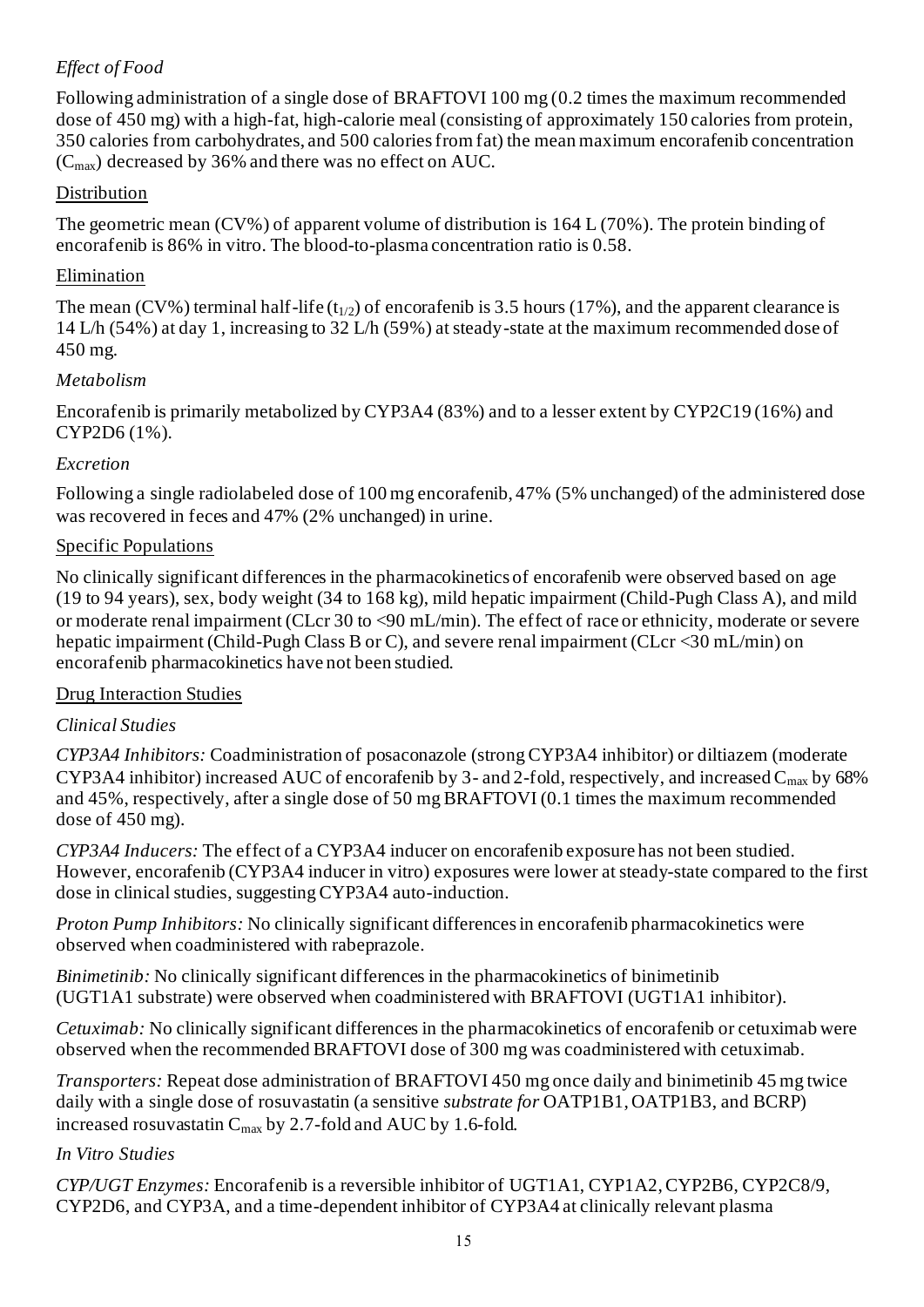*Effect of Food*

Following administration of a single dose of BRAFTOVI 100 mg (0.2 times the maximum recommended dose of 450 mg) with a high-fat, high-calorie meal (consisting of approximately 150 calories from protein, 350 calories from carbohydrates, and 500 calories from fat) the mean maximum encorafenib concentration ($C_{max}$) decreased by 36% and there was no effect on AUC.

Distribution

The geometric mean (CV%) of apparent volume of distribution is 164 L (70%). The protein binding of encorafenib is 86% in vitro. The blood-to-plasma concentration ratio is 0.58.

Elimination

The mean (CV%) terminal half-life ($t_{1/2}$) of encorafenib is 3.5 hours (17%), and the apparent clearance is 14 L/h (54%) at day 1, increasing to 32 L/h (59%) at steady-state at the maximum recommended dose of 450 mg.

*Metabolism*

Encorafenib is primarily metabolized by CYP3A4 (83%) and to a lesser extent by CYP2C19 (16%) and CYP2D6 (1%).

*Excretion*

Following a single radiolabeled dose of 100 mg encorafenib, 47% (5% unchanged) of the administered dose was recovered in feces and 47% (2% unchanged) in urine.

Specific Populations

No clinically significant differences in the pharmacokinetics of encorafenib were observed based on age (19 to 94 years), sex, body weight (34 to 168 kg), mild hepatic impairment (Child-Pugh Class A), and mild or moderate renal impairment (CLcr 30 to <90 mL/min). The effect of race or ethnicity, moderate or severe hepatic impairment (Child-Pugh Class B or C), and severe renal impairment (CLcr <30 mL/min) on encorafenib pharmacokinetics have not been studied.

Drug Interaction Studies

*Clinical Studies*

*CYP3A4 Inhibitors:* Coadministration of posaconazole (strong CYP3A4 inhibitor) or diltiazem (moderate CYP3A4 inhibitor) increased AUC of encorafenib by 3- and 2-fold, respectively, and increased $C_{max}$ by 68% and 45%, respectively, after a single dose of 50 mg BRAFTOVI (0.1 times the maximum recommended dose of 450 mg).

*CYP3A4 Inducers:* The effect of a CYP3A4 inducer on encorafenib exposure has not been studied. However, encorafenib (CYP3A4 inducer in vitro) exposures were lower at steady-state compared to the first dose in clinical studies, suggesting CYP3A4 auto-induction.

*Proton Pump Inhibitors:* No clinically significant differences in encorafenib pharmacokinetics were observed when coadministered with rabeprazole.

*Binimetinib:* No clinically significant differences in the pharmacokinetics of binimetinib (UGT1A1 substrate) were observed when coadministered with BRAFTOVI (UGT1A1 inhibitor).

*Cetuximab:* No clinically significant differences in the pharmacokinetics of encorafenib or cetuximab were observed when the recommended BRAFTOVI dose of 300 mg was coadministered with cetuximab.

*Transporters:* Repeat dose administration of BRAFTOVI 450 mg once daily and binimetinib 45 mg twice daily with a single dose of rosuvastatin (a sensitive *substrate for* OATP1B1, OATP1B3, and BCRP) increased rosuvastatin $C_{max}$ by 2.7-fold and AUC by 1.6-fold.

*In Vitro Studies*

*CYP/UGT Enzymes:* Encorafenib is a reversible inhibitor of UGT1A1, CYP1A2, CYP2B6, CYP2C8/9, CYP2D6, and CYP3A, and a time-dependent inhibitor of CYP3A4 at clinically relevant plasma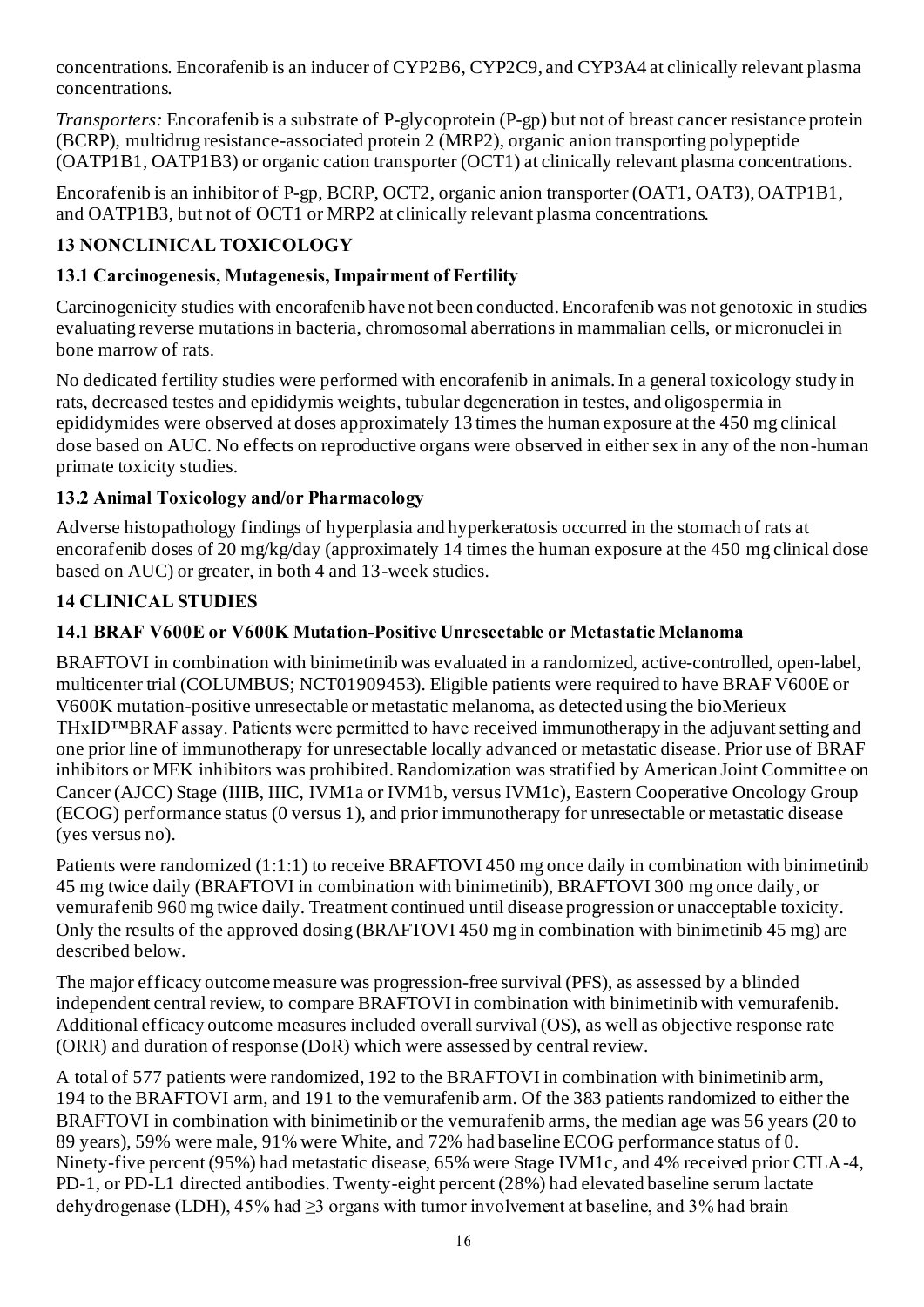concentrations. Encorafenib is an inducer of CYP2B6, CYP2C9, and CYP3A4 at clinically relevant plasma concentrations.

*Transporters:* Encorafenib is a substrate of P-glycoprotein (P-gp) but not of breast cancer resistance protein (BCRP), multidrug resistance-associated protein 2 (MRP2), organic anion transporting polypeptide (OATP1B1, OATP1B3) or organic cation transporter (OCT1) at clinically relevant plasma concentrations.

Encorafenib is an inhibitor of P-gp, BCRP, OCT2, organic anion transporter (OAT1, OAT3), OATP1B1, and OATP1B3, but not of OCT1 or MRP2 at clinically relevant plasma concentrations.

## 13 NONCLINICAL TOXICOLOGY

### 13.1 Carcinogenesis, Mutagenesis, Impairment of Fertility

Carcinogenicity studies with encorafenib have not been conducted. Encorafenib was not genotoxic in studies evaluating reverse mutations in bacteria, chromosomal aberrations in mammalian cells, or micronuclei in bone marrow of rats.

No dedicated fertility studies were performed with encorafenib in animals. In a general toxicology study in rats, decreased testes and epididymis weights, tubular degeneration in testes, and oligospermia in epididymides were observed at doses approximately 13 times the human exposure at the 450 mg clinical dose based on AUC. No effects on reproductive organs were observed in either sex in any of the non-human primate toxicity studies.

### 13.2 Animal Toxicology and/or Pharmacology

Adverse histopathology findings of hyperplasia and hyperkeratosis occurred in the stomach of rats at encorafenib doses of 20 mg/kg/day (approximately 14 times the human exposure at the 450 mg clinical dose based on AUC) or greater, in both 4 and 13-week studies.

## 14 CLINICAL STUDIES

### 14.1 BRAF V600E or V600K Mutation-Positive Unresectable or Metastatic Melanoma

BRAFTOVI in combination with binimetinib was evaluated in a randomized, active-controlled, open-label, multicenter trial (COLUMBUS; NCT01909453). Eligible patients were required to have BRAF V600E or V600K mutation-positive unresectable or metastatic melanoma, as detected using the bioMerieux THxID™BRAF assay. Patients were permitted to have received immunotherapy in the adjuvant setting and one prior line of immunotherapy for unresectable locally advanced or metastatic disease. Prior use of BRAF inhibitors or MEK inhibitors was prohibited. Randomization was stratified by American Joint Committee on Cancer (AJCC) Stage (IIIB, IIIC, IVM1a or IVM1b, versus IVM1c), Eastern Cooperative Oncology Group (ECOG) performance status (0 versus 1), and prior immunotherapy for unresectable or metastatic disease (yes versus no).

Patients were randomized (1:1:1) to receive BRAFTOVI 450 mg once daily in combination with binimetinib 45 mg twice daily (BRAFTOVI in combination with binimetinib), BRAFTOVI 300 mg once daily, or vemurafenib 960 mg twice daily. Treatment continued until disease progression or unacceptable toxicity. Only the results of the approved dosing (BRAFTOVI 450 mg in combination with binimetinib 45 mg) are described below.

The major efficacy outcome measure was progression-free survival (PFS), as assessed by a blinded independent central review, to compare BRAFTOVI in combination with binimetinib with vemurafenib. Additional efficacy outcome measures included overall survival (OS), as well as objective response rate (ORR) and duration of response (DoR) which were assessed by central review.

A total of 577 patients were randomized, 192 to the BRAFTOVI in combination with binimetinib arm, 194 to the BRAFTOVI arm, and 191 to the vemurafenib arm. Of the 383 patients randomized to either the BRAFTOVI in combination with binimetinib or the vemurafenib arms, the median age was 56 years (20 to 89 years), 59% were male, 91% were White, and 72% had baseline ECOG performance status of 0. Ninety-five percent (95%) had metastatic disease, 65% were Stage IVM1c, and 4% received prior CTLA-4, PD-1, or PD-L1 directed antibodies. Twenty-eight percent (28%) had elevated baseline serum lactate dehydrogenase (LDH), 45% had ≥3 organs with tumor involvement at baseline, and 3% had brain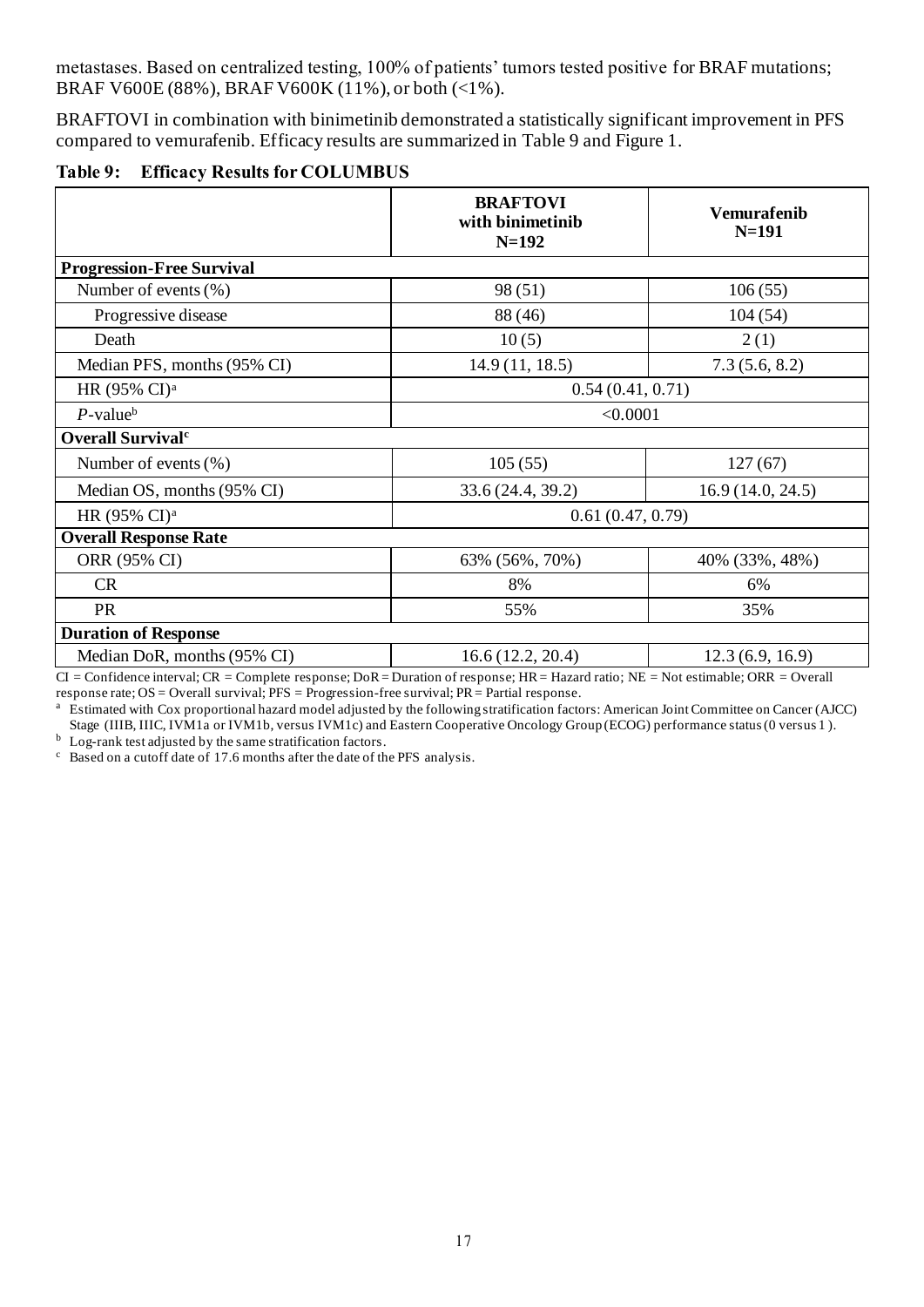metastases. Based on centralized testing, 100% of patients' tumors tested positive for BRAF mutations; BRAF V600E (88%), BRAF V600K (11%), or both (<1%).

BRAFTOVI in combination with binimetinib demonstrated a statistically significant improvement in PFS compared to vemurafenib. Efficacy results are summarized in Table 9 and Figure 1.

**Table 9: Efficacy Results for COLUMBUS**

| | **BRAFTOVI with binimetinib N=192** | **Vemurafenib N=191** |
|---|---|---|
| **Progression-Free Survival** | | |
| Number of events (%) | 98 (51) | 106 (55) |
| Progressive disease | 88 (46) | 104 (54) |
| Death | 10 (5) | 2 (1) |
| Median PFS, months (95% CI) | 14.9 (11, 18.5) | 7.3 (5.6, 8.2) |
| HR (95% CI)[a] | 0.54 (0.41, 0.71) | |
| *P*-value[b] | <0.0001 | |
| **Overall Survival[c]** | | |
| Number of events (%) | 105 (55) | 127 (67) |
| Median OS, months (95% CI) | 33.6 (24.4, 39.2) | 16.9 (14.0, 24.5) |
| HR (95% CI)[a] | 0.61 (0.47, 0.79) | |
| **Overall Response Rate** | | |
| ORR (95% CI) | 63% (56%, 70%) | 40% (33%, 48%) |
| CR | 8% | 6% |
| PR | 55% | 35% |
| **Duration of Response** | | |
| Median DoR, months (95% CI) | 16.6 (12.2, 20.4) | 12.3 (6.9, 16.9) |

CI = Confidence interval; CR = Complete response; DoR = Duration of response; HR = Hazard ratio; NE = Not estimable; ORR = Overall response rate; OS = Overall survival; PFS = Progression-free survival; PR = Partial response.

[a] Estimated with Cox proportional hazard model adjusted by the following stratification factors: American Joint Committee on Cancer (AJCC) Stage (IIIB, IIIC, IVM1a or IVM1b, versus IVM1c) and Eastern Cooperative Oncology Group (ECOG) performance status (0 versus 1 ).

[b] Log-rank test adjusted by the same stratification factors.

[c] Based on a cutoff date of 17.6 months after the date of the PFS analysis.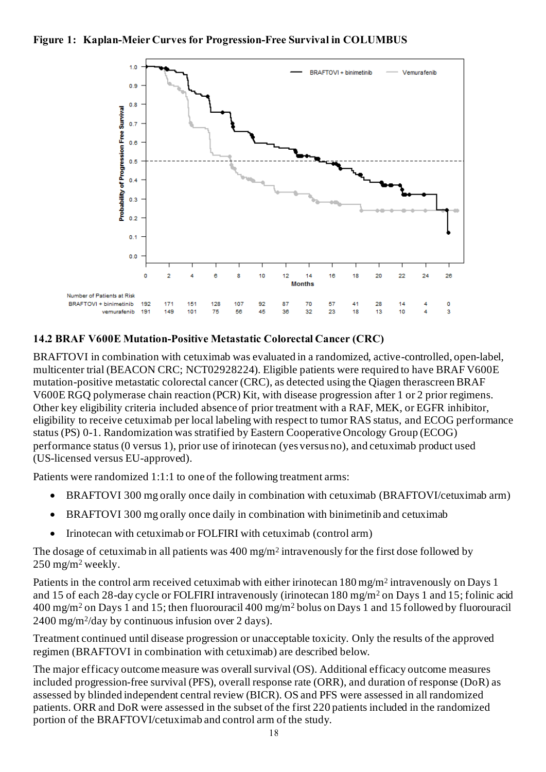**Figure 1: Kaplan-Meier Curves for Progression-Free Survival in COLUMBUS**

Number of Patients at Risk

| Months | 0 | 2 | 4 | 6 | 8 | 10 | 12 | 14 | 16 | 18 | 20 | 22 | 24 | 26 |
|---|---|---|---|---|---|---|---|---|---|---|---|---|---|---|
| BRAFTOVI + binimetinib | 192 | 171 | 151 | 128 | 107 | 92 | 87 | 70 | 57 | 41 | 28 | 14 | 4 | 0 |
| vemurafenib | 191 | 149 | 101 | 75 | 56 | 45 | 36 | 32 | 23 | 18 | 13 | 10 | 4 | 3 |

### 14.2 BRAF V600E Mutation-Positive Metastatic Colorectal Cancer (CRC)

BRAFTOVI in combination with cetuximab was evaluated in a randomized, active-controlled, open-label, multicenter trial (BEACON CRC; NCT02928224). Eligible patients were required to have BRAF V600E mutation-positive metastatic colorectal cancer (CRC), as detected using the Qiagen therascreen BRAF V600E RGQ polymerase chain reaction (PCR) Kit, with disease progression after 1 or 2 prior regimens. Other key eligibility criteria included absence of prior treatment with a RAF, MEK, or EGFR inhibitor, eligibility to receive cetuximab per local labeling with respect to tumor RAS status, and ECOG performance status (PS) 0-1. Randomization was stratified by Eastern Cooperative Oncology Group (ECOG) performance status (0 versus 1), prior use of irinotecan (yes versus no), and cetuximab product used (US-licensed versus EU-approved).

Patients were randomized 1:1:1 to one of the following treatment arms:

- BRAFTOVI 300 mg orally once daily in combination with cetuximab (BRAFTOVI/cetuximab arm)
- BRAFTOVI 300 mg orally once daily in combination with binimetinib and cetuximab
- Irinotecan with cetuximab or FOLFIRI with cetuximab (control arm)

The dosage of cetuximab in all patients was 400 mg/m² intravenously for the first dose followed by 250 mg/m² weekly.

Patients in the control arm received cetuximab with either irinotecan 180 mg/m² intravenously on Days 1 and 15 of each 28-day cycle or FOLFIRI intravenously (irinotecan 180 mg/m² on Days 1 and 15; folinic acid 400 mg/m² on Days 1 and 15; then fluorouracil 400 mg/m² bolus on Days 1 and 15 followed by fluorouracil 2400 mg/m²/day by continuous infusion over 2 days).

Treatment continued until disease progression or unacceptable toxicity. Only the results of the approved regimen (BRAFTOVI in combination with cetuximab) are described below.

The major efficacy outcome measure was overall survival (OS). Additional efficacy outcome measures included progression-free survival (PFS), overall response rate (ORR), and duration of response (DoR) as assessed by blinded independent central review (BICR). OS and PFS were assessed in all randomized patients. ORR and DoR were assessed in the subset of the first 220 patients included in the randomized portion of the BRAFTOVI/cetuximab and control arm of the study.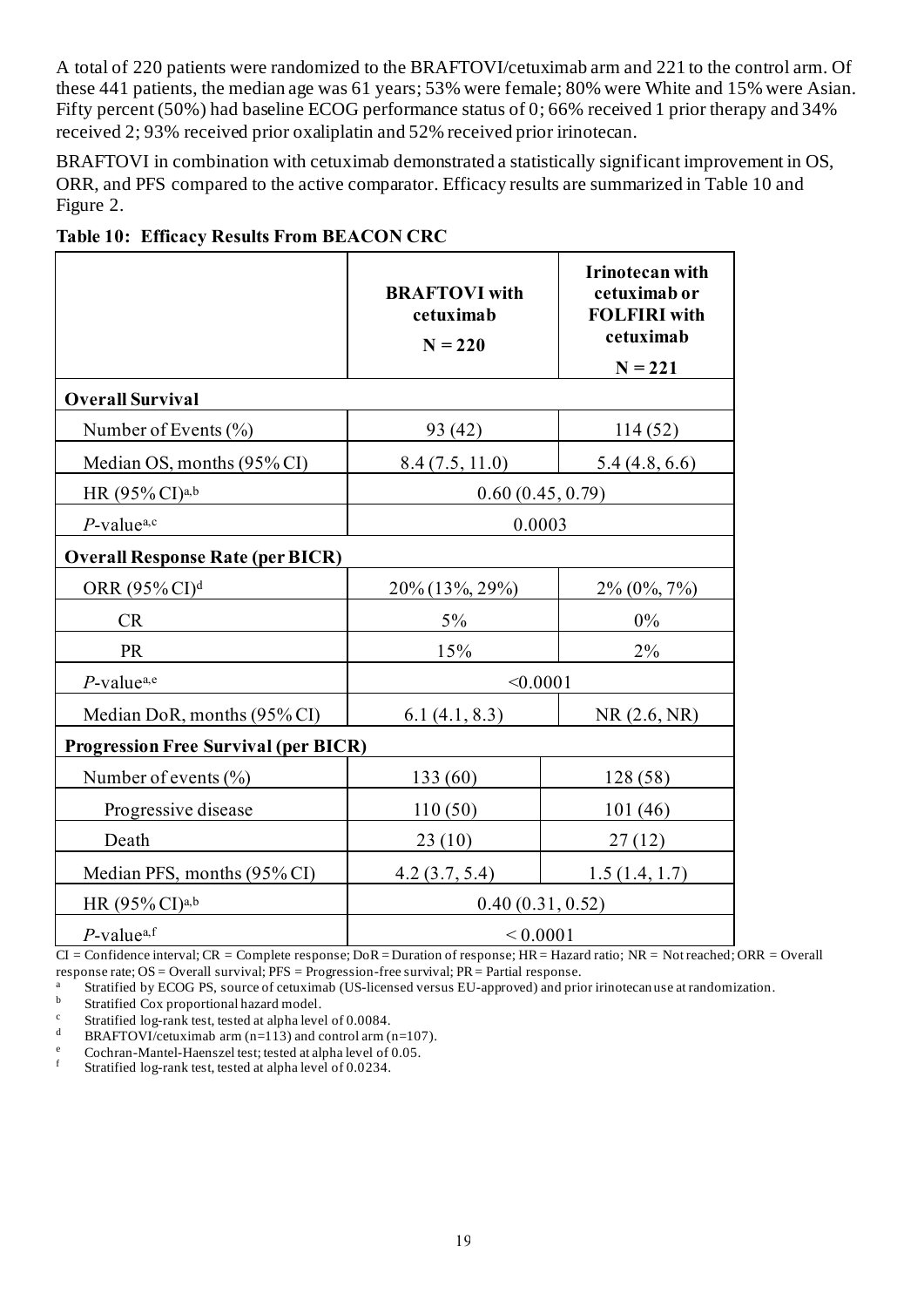A total of 220 patients were randomized to the BRAFTOVI/cetuximab arm and 221 to the control arm. Of these 441 patients, the median age was 61 years; 53% were female; 80% were White and 15% were Asian. Fifty percent (50%) had baseline ECOG performance status of 0; 66% received 1 prior therapy and 34% received 2; 93% received prior oxaliplatin and 52% received prior irinotecan.

BRAFTOVI in combination with cetuximab demonstrated a statistically significant improvement in OS, ORR, and PFS compared to the active comparator. Efficacy results are summarized in Table 10 and Figure 2.

**Table 10: Efficacy Results From BEACON CRC**

| | **BRAFTOVI with cetuximab N = 220** | **Irinotecan with cetuximab or FOLFIRI with cetuximab N = 221** |
|---|---|---|
| **Overall Survival** | | |
| Number of Events (%) | 93 (42) | 114 (52) |
| Median OS, months (95% CI) | 8.4 (7.5, 11.0) | 5.4 (4.8, 6.6) |
| HR (95% CI)[a,b] | 0.60 (0.45, 0.79) | |
| *P*-value[a,c] | 0.0003 | |
| **Overall Response Rate (per BICR)** | | |
| ORR (95% CI)[d] | 20% (13%, 29%) | 2% (0%, 7%) |
| CR | 5% | 0% |
| PR | 15% | 2% |
| *P*-value[a,e] | <0.0001 | |
| Median DoR, months (95% CI) | 6.1 (4.1, 8.3) | NR (2.6, NR) |
| **Progression Free Survival (per BICR)** | | |
| Number of events (%) | 133 (60) | 128 (58) |
| Progressive disease | 110 (50) | 101 (46) |
| Death | 23 (10) | 27 (12) |
| Median PFS, months (95% CI) | 4.2 (3.7, 5.4) | 1.5 (1.4, 1.7) |
| HR (95% CI)[a,b] | 0.40 (0.31, 0.52) | |
| *P*-value[a,f] | < 0.0001 | |

CI = Confidence interval; CR = Complete response; DoR = Duration of response; HR = Hazard ratio; NR = Not reached; ORR = Overall response rate; OS = Overall survival; PFS = Progression-free survival; PR = Partial response.

[a] Stratified by ECOG PS, source of cetuximab (US-licensed versus EU-approved) and prior irinotecan use at randomization.
[b] Stratified Cox proportional hazard model.
[c] Stratified log-rank test, tested at alpha level of 0.0084.
[d] BRAFTOVI/cetuximab arm (n=113) and control arm (n=107).
[e] Cochran-Mantel-Haenszel test; tested at alpha level of 0.05.
[f] Stratified log-rank test, tested at alpha level of 0.0234.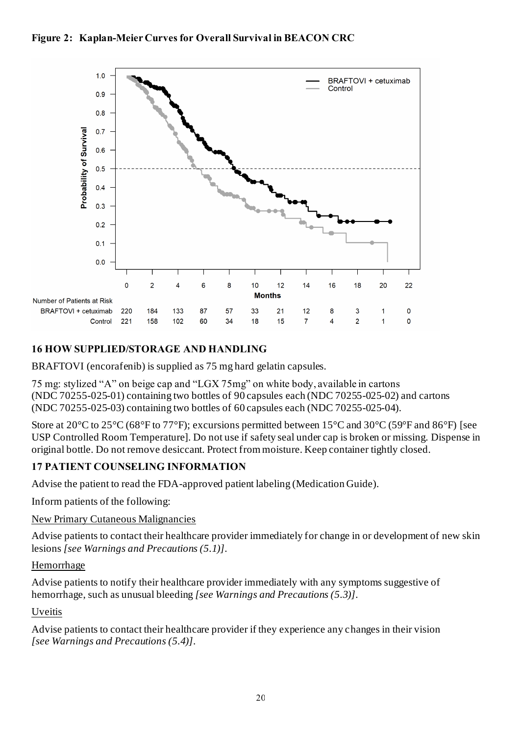**Figure 2: Kaplan-Meier Curves for Overall Survival in BEACON CRC**

Number of Patients at Risk

| Months | 0 | 2 | 4 | 6 | 8 | 10 | 12 | 14 | 16 | 18 | 20 | 22 |
|---|---|---|---|---|---|---|---|---|---|---|---|---|
| BRAFTOVI + cetuximab | 220 | 184 | 133 | 87 | 57 | 33 | 21 | 12 | 8 | 3 | 1 | 0 |
| Control | 221 | 158 | 102 | 60 | 34 | 18 | 15 | 7 | 4 | 2 | 1 | 0 |

## 16 HOW SUPPLIED/STORAGE AND HANDLING

BRAFTOVI (encorafenib) is supplied as 75 mg hard gelatin capsules.

75 mg: stylized "A" on beige cap and "LGX 75mg" on white body, available in cartons (NDC 70255-025-01) containing two bottles of 90 capsules each (NDC 70255-025-02) and cartons (NDC 70255-025-03) containing two bottles of 60 capsules each (NDC 70255-025-04).

Store at 20°C to 25°C (68°F to 77°F); excursions permitted between 15°C and 30°C (59°F and 86°F) [see USP Controlled Room Temperature]. Do not use if safety seal under cap is broken or missing. Dispense in original bottle. Do not remove desiccant. Protect from moisture. Keep container tightly closed.

## 17 PATIENT COUNSELING INFORMATION

Advise the patient to read the FDA-approved patient labeling (Medication Guide).

Inform patients of the following:

New Primary Cutaneous Malignancies

Advise patients to contact their healthcare provider immediately for change in or development of new skin lesions *[see Warnings and Precautions (5.1)]*.

Hemorrhage

Advise patients to notify their healthcare provider immediately with any symptoms suggestive of hemorrhage, such as unusual bleeding *[see Warnings and Precautions (5.3)]*.

Uveitis

Advise patients to contact their healthcare provider if they experience any changes in their vision *[see Warnings and Precautions (5.4)]*.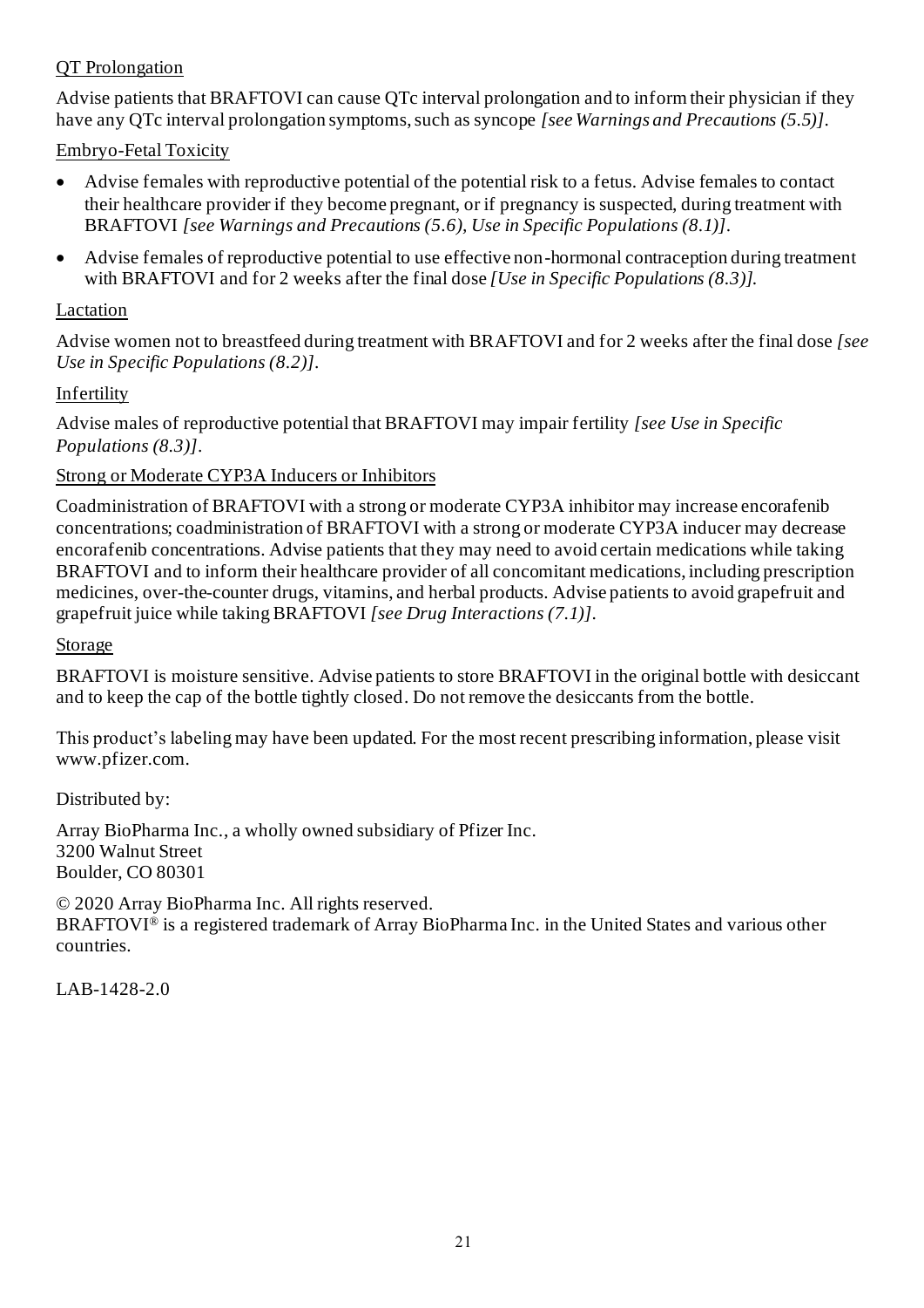QT Prolongation

Advise patients that BRAFTOVI can cause QTc interval prolongation and to inform their physician if they have any QTc interval prolongation symptoms, such as syncope *[see Warnings and Precautions (5.5)]*.

Embryo-Fetal Toxicity

- Advise females with reproductive potential of the potential risk to a fetus. Advise females to contact their healthcare provider if they become pregnant, or if pregnancy is suspected, during treatment with BRAFTOVI *[see Warnings and Precautions (5.6), Use in Specific Populations (8.1)]*.
- Advise females of reproductive potential to use effective non-hormonal contraception during treatment with BRAFTOVI and for 2 weeks after the final dose *[Use in Specific Populations (8.3)]*.

Lactation

Advise women not to breastfeed during treatment with BRAFTOVI and for 2 weeks after the final dose *[see Use in Specific Populations (8.2)]*.

Infertility

Advise males of reproductive potential that BRAFTOVI may impair fertility *[see Use in Specific Populations (8.3)]*.

Strong or Moderate CYP3A Inducers or Inhibitors

Coadministration of BRAFTOVI with a strong or moderate CYP3A inhibitor may increase encorafenib concentrations; coadministration of BRAFTOVI with a strong or moderate CYP3A inducer may decrease encorafenib concentrations. Advise patients that they may need to avoid certain medications while taking BRAFTOVI and to inform their healthcare provider of all concomitant medications, including prescription medicines, over-the-counter drugs, vitamins, and herbal products. Advise patients to avoid grapefruit and grapefruit juice while taking BRAFTOVI *[see Drug Interactions (7.1)]*.

Storage

BRAFTOVI is moisture sensitive. Advise patients to store BRAFTOVI in the original bottle with desiccant and to keep the cap of the bottle tightly closed. Do not remove the desiccants from the bottle.

This product's labeling may have been updated. For the most recent prescribing information, please visit www.pfizer.com.

Distributed by:

Array BioPharma Inc., a wholly owned subsidiary of Pfizer Inc.
3200 Walnut Street
Boulder, CO 80301

© 2020 Array BioPharma Inc. All rights reserved.
BRAFTOVI® is a registered trademark of Array BioPharma Inc. in the United States and various other countries.

LAB-1428-2.0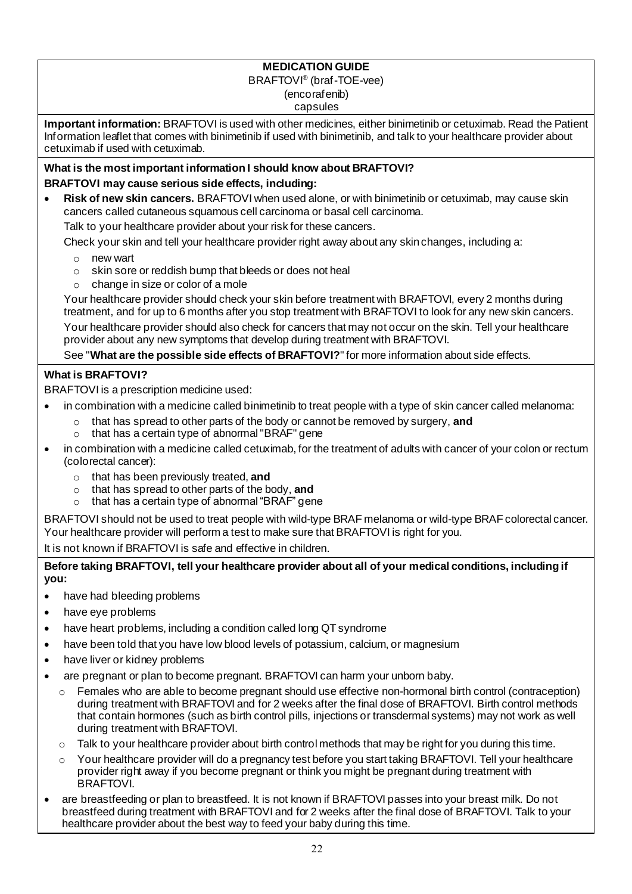# MEDICATION GUIDE

BRAFTOVI® (braf-TOE-vee)
(encorafenib)
capsules

**Important information:** BRAFTOVI is used with other medicines, either binimetinib or cetuximab. Read the Patient Information leaflet that comes with binimetinib if used with binimetinib, and talk to your healthcare provider about cetuximab if used with cetuximab.

## What is the most important information I should know about BRAFTOVI?

**BRAFTOVI may cause serious side effects, including:**

- **Risk of new skin cancers.** BRAFTOVI when used alone, or with binimetinib or cetuximab, may cause skin cancers called cutaneous squamous cell carcinoma or basal cell carcinoma.

  Talk to your healthcare provider about your risk for these cancers.

  Check your skin and tell your healthcare provider right away about any skin changes, including a:
  - new wart
  - skin sore or reddish bump that bleeds or does not heal
  - change in size or color of a mole

  Your healthcare provider should check your skin before treatment with BRAFTOVI, every 2 months during treatment, and for up to 6 months after you stop treatment with BRAFTOVI to look for any new skin cancers.

  Your healthcare provider should also check for cancers that may not occur on the skin. Tell your healthcare provider about any new symptoms that develop during treatment with BRAFTOVI.

  See "**What are the possible side effects of BRAFTOVI?**" for more information about side effects.

## What is BRAFTOVI?

BRAFTOVI is a prescription medicine used:

- in combination with a medicine called binimetinib to treat people with a type of skin cancer called melanoma:
  - that has spread to other parts of the body or cannot be removed by surgery, **and**
  - that has a certain type of abnormal "BRAF" gene
- in combination with a medicine called cetuximab, for the treatment of adults with cancer of your colon or rectum (colorectal cancer):
  - that has been previously treated, **and**
  - that has spread to other parts of the body, **and**
  - that has a certain type of abnormal "BRAF" gene

BRAFTOVI should not be used to treat people with wild-type BRAF melanoma or wild-type BRAF colorectal cancer. Your healthcare provider will perform a test to make sure that BRAFTOVI is right for you.

It is not known if BRAFTOVI is safe and effective in children.

## Before taking BRAFTOVI, tell your healthcare provider about all of your medical conditions, including if you:

- have had bleeding problems
- have eye problems
- have heart problems, including a condition called long QT syndrome
- have been told that you have low blood levels of potassium, calcium, or magnesium
- have liver or kidney problems
- are pregnant or plan to become pregnant. BRAFTOVI can harm your unborn baby.
  - Females who are able to become pregnant should use effective non-hormonal birth control (contraception) during treatment with BRAFTOVI and for 2 weeks after the final dose of BRAFTOVI. Birth control methods that contain hormones (such as birth control pills, injections or transdermal systems) may not work as well during treatment with BRAFTOVI.
  - Talk to your healthcare provider about birth control methods that may be right for you during this time.
  - Your healthcare provider will do a pregnancy test before you start taking BRAFTOVI. Tell your healthcare provider right away if you become pregnant or think you might be pregnant during treatment with BRAFTOVI.
- are breastfeeding or plan to breastfeed. It is not known if BRAFTOVI passes into your breast milk. Do not breastfeed during treatment with BRAFTOVI and for 2 weeks after the final dose of BRAFTOVI. Talk to your healthcare provider about the best way to feed your baby during this time.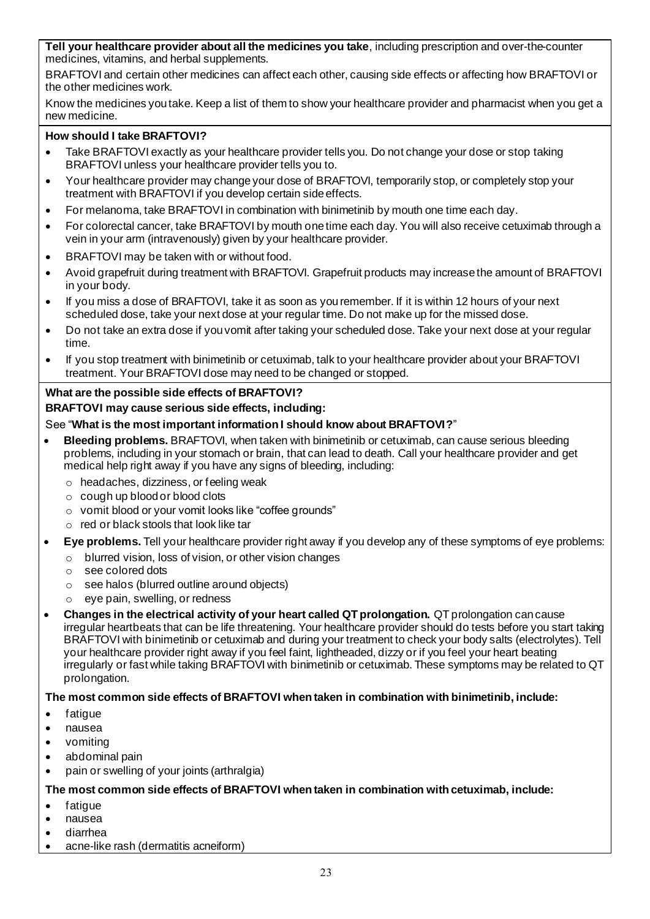**Tell your healthcare provider about all the medicines you take**, including prescription and over-the-counter medicines, vitamins, and herbal supplements.

BRAFTOVI and certain other medicines can affect each other, causing side effects or affecting how BRAFTOVI or the other medicines work.

Know the medicines you take. Keep a list of them to show your healthcare provider and pharmacist when you get a new medicine.

**How should I take BRAFTOVI?**

- Take BRAFTOVI exactly as your healthcare provider tells you. Do not change your dose or stop taking BRAFTOVI unless your healthcare provider tells you to.
- Your healthcare provider may change your dose of BRAFTOVI, temporarily stop, or completely stop your treatment with BRAFTOVI if you develop certain side effects.
- For melanoma, take BRAFTOVI in combination with binimetinib by mouth one time each day.
- For colorectal cancer, take BRAFTOVI by mouth one time each day. You will also receive cetuximab through a vein in your arm (intravenously) given by your healthcare provider.
- BRAFTOVI may be taken with or without food.
- Avoid grapefruit during treatment with BRAFTOVI. Grapefruit products may increase the amount of BRAFTOVI in your body.
- If you miss a dose of BRAFTOVI, take it as soon as you remember. If it is within 12 hours of your next scheduled dose, take your next dose at your regular time. Do not make up for the missed dose.
- Do not take an extra dose if you vomit after taking your scheduled dose. Take your next dose at your regular time.
- If you stop treatment with binimetinib or cetuximab, talk to your healthcare provider about your BRAFTOVI treatment. Your BRAFTOVI dose may need to be changed or stopped.

**What are the possible side effects of BRAFTOVI?**

**BRAFTOVI may cause serious side effects, including:**

See "**What is the most important information I should know about BRAFTOVI?**"

- **Bleeding problems.** BRAFTOVI, when taken with binimetinib or cetuximab, can cause serious bleeding problems, including in your stomach or brain, that can lead to death. Call your healthcare provider and get medical help right away if you have any signs of bleeding, including:
  - headaches, dizziness, or feeling weak
  - cough up blood or blood clots
  - vomit blood or your vomit looks like "coffee grounds"
  - red or black stools that look like tar
- **Eye problems.** Tell your healthcare provider right away if you develop any of these symptoms of eye problems:
  - blurred vision, loss of vision, or other vision changes
  - see colored dots
  - see halos (blurred outline around objects)
  - eye pain, swelling, or redness
- **Changes in the electrical activity of your heart called QT prolongation.** QT prolongation can cause irregular heartbeats that can be life threatening. Your healthcare provider should do tests before you start taking BRAFTOVI with binimetinib or cetuximab and during your treatment to check your body salts (electrolytes). Tell your healthcare provider right away if you feel faint, lightheaded, dizzy or if you feel your heart beating irregularly or fast while taking BRAFTOVI with binimetinib or cetuximab. These symptoms may be related to QT prolongation.

**The most common side effects of BRAFTOVI when taken in combination with binimetinib, include:**

- fatigue
- nausea
- vomiting
- abdominal pain
- pain or swelling of your joints (arthralgia)

**The most common side effects of BRAFTOVI when taken in combination with cetuximab, include:**

- fatigue
- nausea
- diarrhea
- acne-like rash (dermatitis acneiform)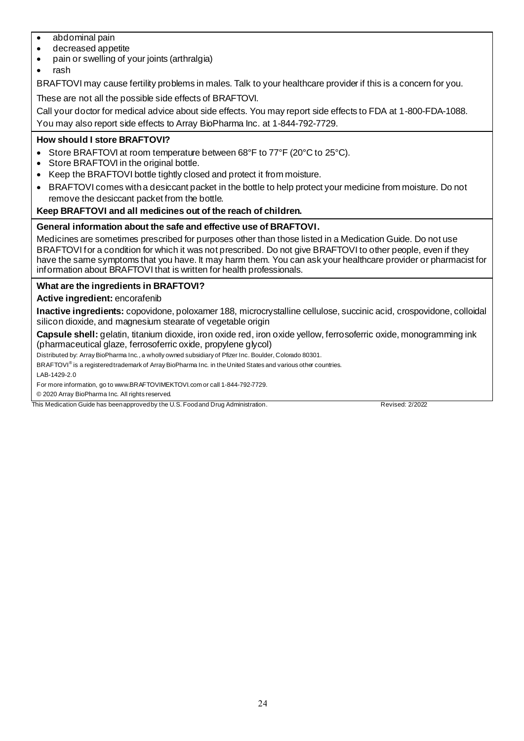- abdominal pain
- decreased appetite
- pain or swelling of your joints (arthralgia)
- rash

BRAFTOVI may cause fertility problems in males. Talk to your healthcare provider if this is a concern for you.

These are not all the possible side effects of BRAFTOVI.

Call your doctor for medical advice about side effects. You may report side effects to FDA at 1-800-FDA-1088. You may also report side effects to Array BioPharma Inc. at 1-844-792-7729.

**How should I store BRAFTOVI?**

- Store BRAFTOVI at room temperature between 68°F to 77°F (20°C to 25°C).
- Store BRAFTOVI in the original bottle.
- Keep the BRAFTOVI bottle tightly closed and protect it from moisture.
- BRAFTOVI comes with a desiccant packet in the bottle to help protect your medicine from moisture. Do not remove the desiccant packet from the bottle.

**Keep BRAFTOVI and all medicines out of the reach of children.**

**General information about the safe and effective use of BRAFTOVI.**

Medicines are sometimes prescribed for purposes other than those listed in a Medication Guide. Do not use BRAFTOVI for a condition for which it was not prescribed. Do not give BRAFTOVI to other people, even if they have the same symptoms that you have. It may harm them. You can ask your healthcare provider or pharmacist for information about BRAFTOVI that is written for health professionals.

**What are the ingredients in BRAFTOVI?**

**Active ingredient:** encorafenib

**Inactive ingredients:** copovidone, poloxamer 188, microcrystalline cellulose, succinic acid, crospovidone, colloidal silicon dioxide, and magnesium stearate of vegetable origin

**Capsule shell:** gelatin, titanium dioxide, iron oxide red, iron oxide yellow, ferrosoferric oxide, monogramming ink (pharmaceutical glaze, ferrosoferric oxide, propylene glycol)

Distributed by: Array BioPharma Inc., a wholly owned subsidiary of Pfizer Inc. Boulder, Colorado 80301.

BRAFTOVI® is a registered trademark of Array BioPharma Inc. in the United States and various other countries.

LAB-1429-2.0

For more information, go to www.BRAFTOVIMEKTOVI.com or call 1-844-792-7729.

© 2020 Array BioPharma Inc. All rights reserved.

This Medication Guide has been approved by the U.S. Food and Drug Administration. Revised: 2/2022